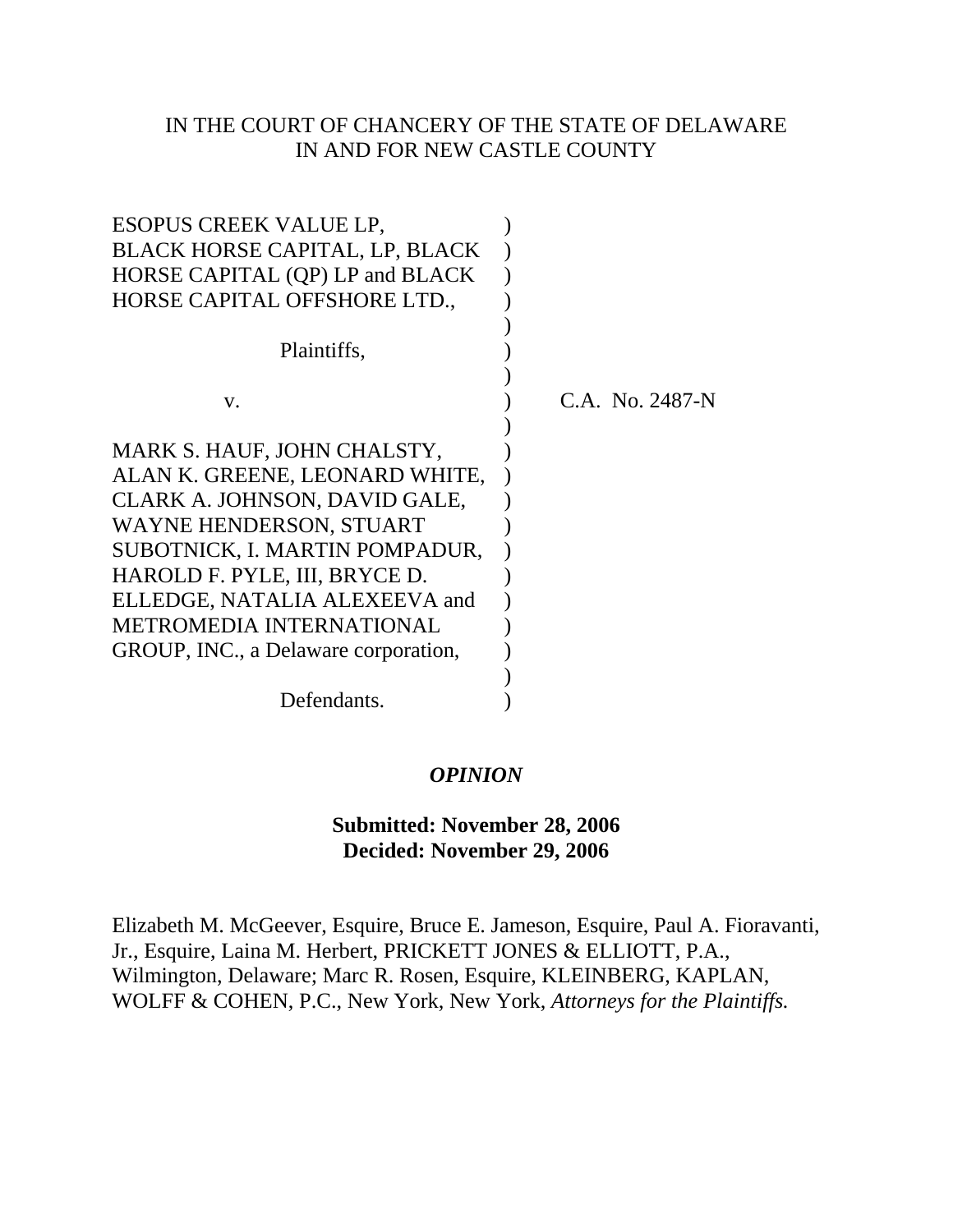IN THE COURT OF CHANCERY OF THE STATE OF DELAWARE
IN AND FOR NEW CASTLE COUNTY

ESOPUS CREEK VALUE LP, BLACK HORSE CAPITAL, LP, BLACK HORSE CAPITAL (QP) LP and BLACK HORSE CAPITAL OFFSHORE LTD.,

Plaintiffs,

v.

C.A. No. 2487-N

MARK S. HAUF, JOHN CHALSTY, ALAN K. GREENE, LEONARD WHITE, CLARK A. JOHNSON, DAVID GALE, WAYNE HENDERSON, STUART SUBOTNICK, I. MARTIN POMPADUR, HAROLD F. PYLE, III, BRYCE D. ELLEDGE, NATALIA ALEXEEVA and METROMEDIA INTERNATIONAL GROUP, INC., a Delaware corporation,

Defendants.

***OPINION***

**Submitted: November 28, 2006**
**Decided: November 29, 2006**

Elizabeth M. McGeever, Esquire, Bruce E. Jameson, Esquire, Paul A. Fioravanti, Jr., Esquire, Laina M. Herbert, PRICKETT JONES & ELLIOTT, P.A., Wilmington, Delaware; Marc R. Rosen, Esquire, KLEINBERG, KAPLAN, WOLFF & COHEN, P.C., New York, New York, *Attorneys for the Plaintiffs.*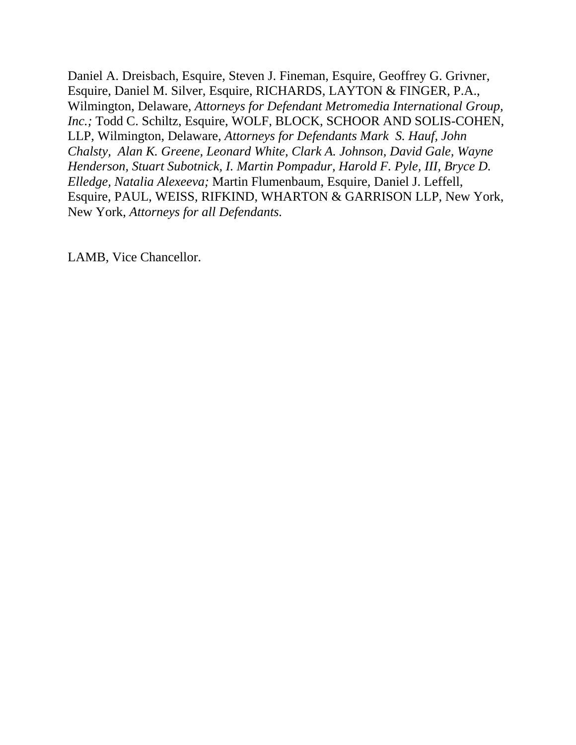Daniel A. Dreisbach, Esquire, Steven J. Fineman, Esquire, Geoffrey G. Grivner, Esquire, Daniel M. Silver, Esquire, RICHARDS, LAYTON & FINGER, P.A., Wilmington, Delaware, *Attorneys for Defendant Metromedia International Group, Inc.;* Todd C. Schiltz, Esquire, WOLF, BLOCK, SCHOOR AND SOLIS-COHEN, LLP, Wilmington, Delaware, *Attorneys for Defendants Mark S. Hauf, John Chalsty, Alan K. Greene, Leonard White, Clark A. Johnson, David Gale, Wayne Henderson, Stuart Subotnick, I. Martin Pompadur, Harold F. Pyle, III, Bryce D. Elledge, Natalia Alexeeva;* Martin Flumenbaum, Esquire, Daniel J. Leffell, Esquire, PAUL, WEISS, RIFKIND, WHARTON & GARRISON LLP, New York, New York, *Attorneys for all Defendants.*

LAMB, Vice Chancellor.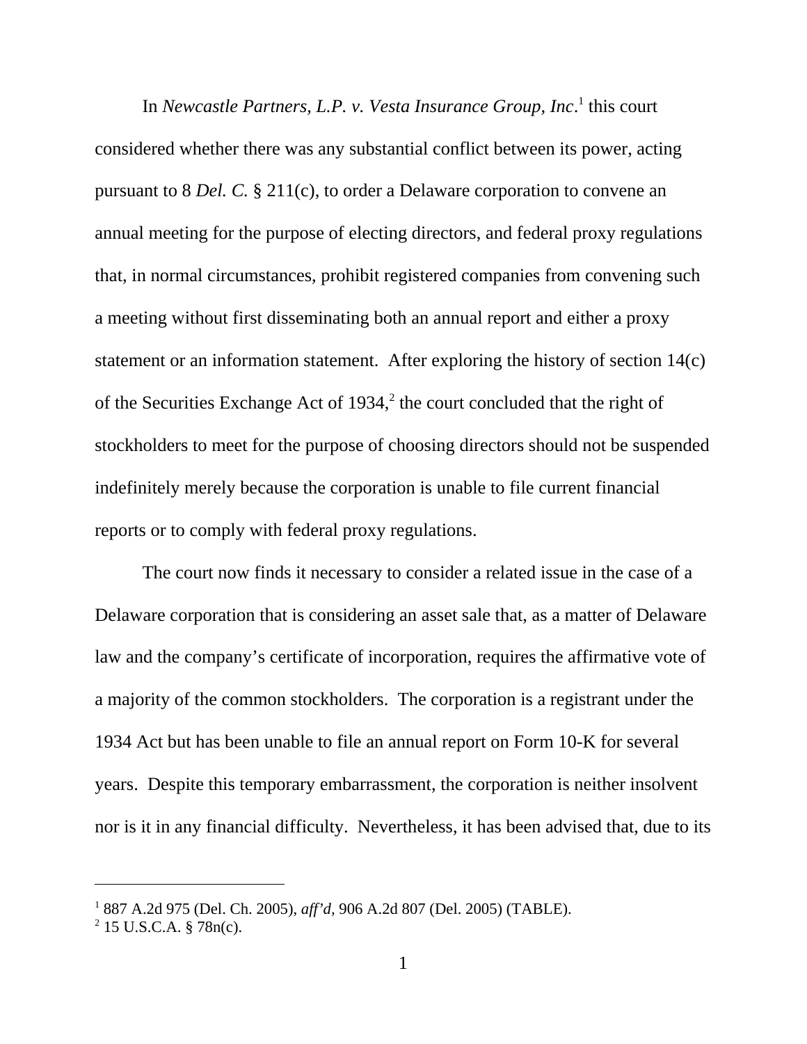In *Newcastle Partners, L.P. v. Vesta Insurance Group, Inc*.[1] this court considered whether there was any substantial conflict between its power, acting pursuant to 8 *Del. C.* § 211(c), to order a Delaware corporation to convene an annual meeting for the purpose of electing directors, and federal proxy regulations that, in normal circumstances, prohibit registered companies from convening such a meeting without first disseminating both an annual report and either a proxy statement or an information statement. After exploring the history of section 14(c) of the Securities Exchange Act of 1934,[2] the court concluded that the right of stockholders to meet for the purpose of choosing directors should not be suspended indefinitely merely because the corporation is unable to file current financial reports or to comply with federal proxy regulations.

The court now finds it necessary to consider a related issue in the case of a Delaware corporation that is considering an asset sale that, as a matter of Delaware law and the company's certificate of incorporation, requires the affirmative vote of a majority of the common stockholders. The corporation is a registrant under the 1934 Act but has been unable to file an annual report on Form 10-K for several years. Despite this temporary embarrassment, the corporation is neither insolvent nor is it in any financial difficulty. Nevertheless, it has been advised that, due to its

---

[1] 887 A.2d 975 (Del. Ch. 2005), *aff'd*, 906 A.2d 807 (Del. 2005) (TABLE).

[2] 15 U.S.C.A. § 78n(c).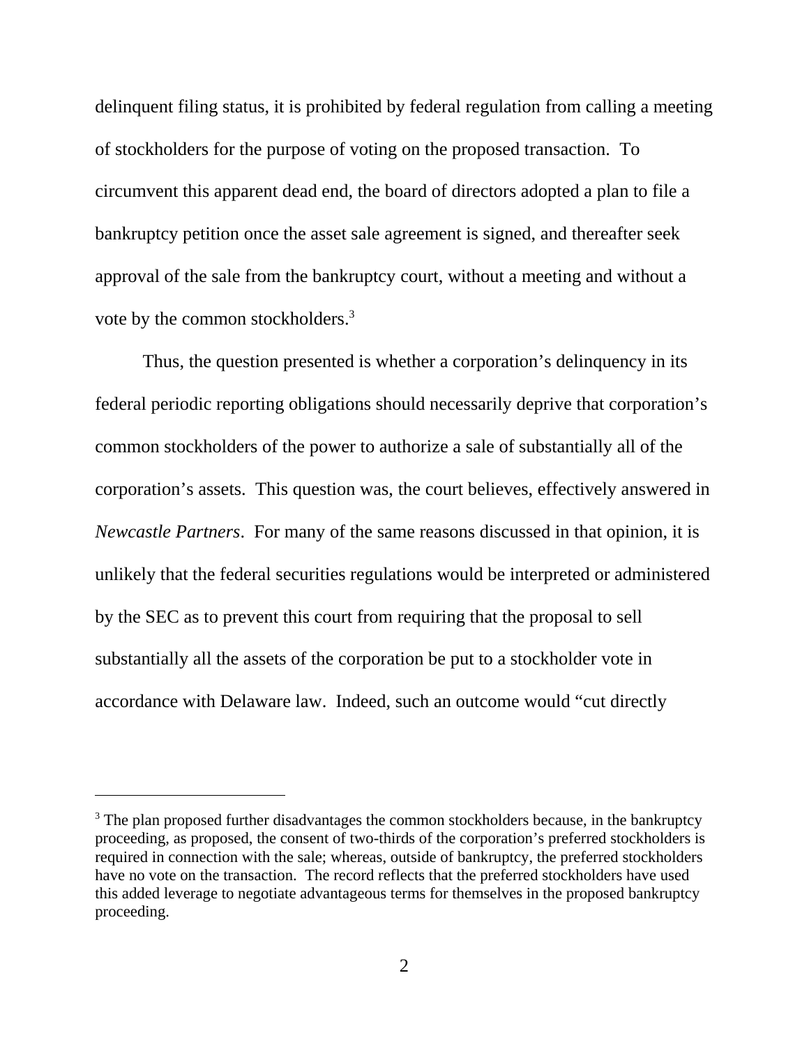delinquent filing status, it is prohibited by federal regulation from calling a meeting of stockholders for the purpose of voting on the proposed transaction. To circumvent this apparent dead end, the board of directors adopted a plan to file a bankruptcy petition once the asset sale agreement is signed, and thereafter seek approval of the sale from the bankruptcy court, without a meeting and without a vote by the common stockholders.[3]

Thus, the question presented is whether a corporation's delinquency in its federal periodic reporting obligations should necessarily deprive that corporation's common stockholders of the power to authorize a sale of substantially all of the corporation's assets. This question was, the court believes, effectively answered in *Newcastle Partners*. For many of the same reasons discussed in that opinion, it is unlikely that the federal securities regulations would be interpreted or administered by the SEC as to prevent this court from requiring that the proposal to sell substantially all the assets of the corporation be put to a stockholder vote in accordance with Delaware law. Indeed, such an outcome would "cut directly

---

[3] The plan proposed further disadvantages the common stockholders because, in the bankruptcy proceeding, as proposed, the consent of two-thirds of the corporation's preferred stockholders is required in connection with the sale; whereas, outside of bankruptcy, the preferred stockholders have no vote on the transaction. The record reflects that the preferred stockholders have used this added leverage to negotiate advantageous terms for themselves in the proposed bankruptcy proceeding.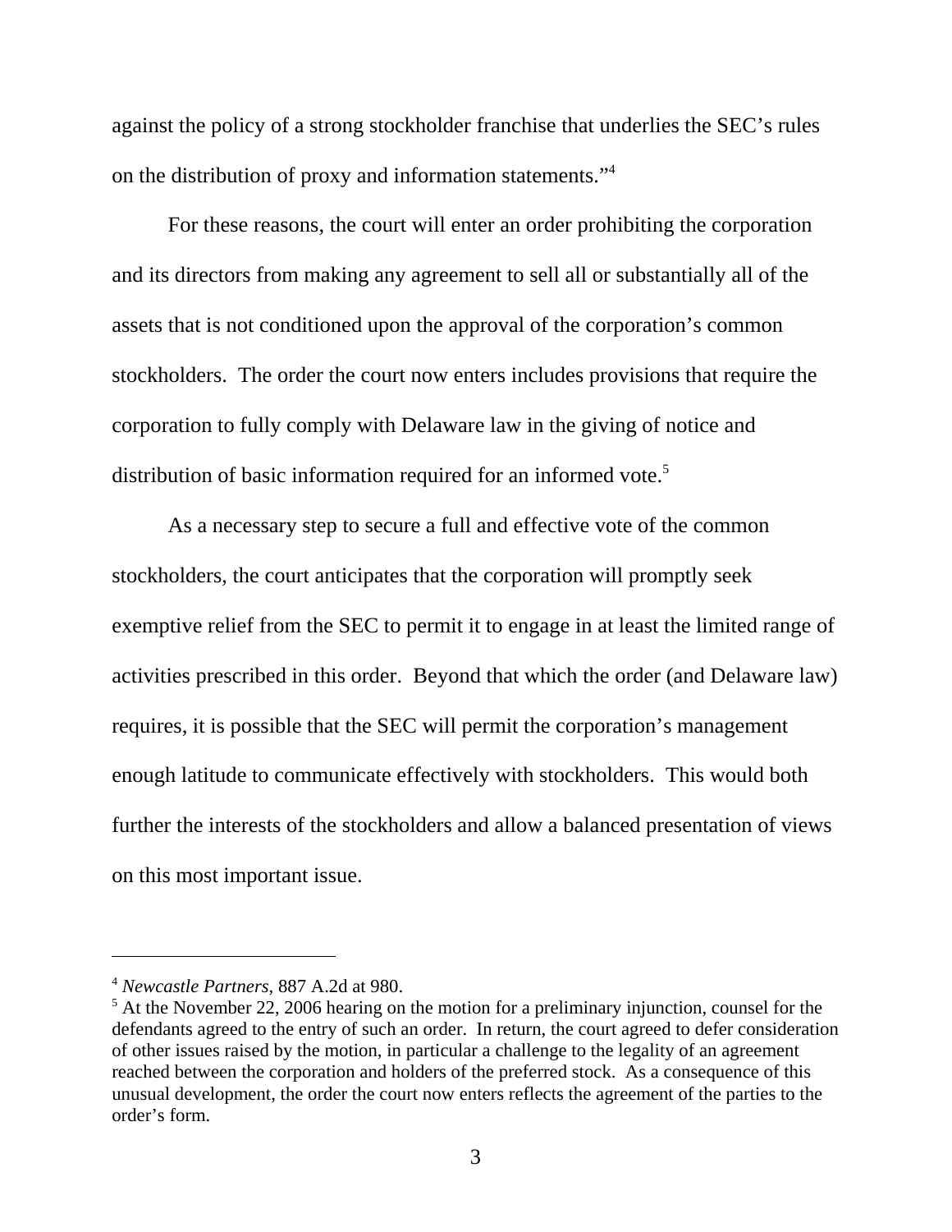against the policy of a strong stockholder franchise that underlies the SEC's rules on the distribution of proxy and information statements."[4]

For these reasons, the court will enter an order prohibiting the corporation and its directors from making any agreement to sell all or substantially all of the assets that is not conditioned upon the approval of the corporation's common stockholders. The order the court now enters includes provisions that require the corporation to fully comply with Delaware law in the giving of notice and distribution of basic information required for an informed vote.[5]

As a necessary step to secure a full and effective vote of the common stockholders, the court anticipates that the corporation will promptly seek exemptive relief from the SEC to permit it to engage in at least the limited range of activities prescribed in this order. Beyond that which the order (and Delaware law) requires, it is possible that the SEC will permit the corporation's management enough latitude to communicate effectively with stockholders. This would both further the interests of the stockholders and allow a balanced presentation of views on this most important issue.

---

[4] *Newcastle Partners*, 887 A.2d at 980.

[5] At the November 22, 2006 hearing on the motion for a preliminary injunction, counsel for the defendants agreed to the entry of such an order. In return, the court agreed to defer consideration of other issues raised by the motion, in particular a challenge to the legality of an agreement reached between the corporation and holders of the preferred stock. As a consequence of this unusual development, the order the court now enters reflects the agreement of the parties to the order's form.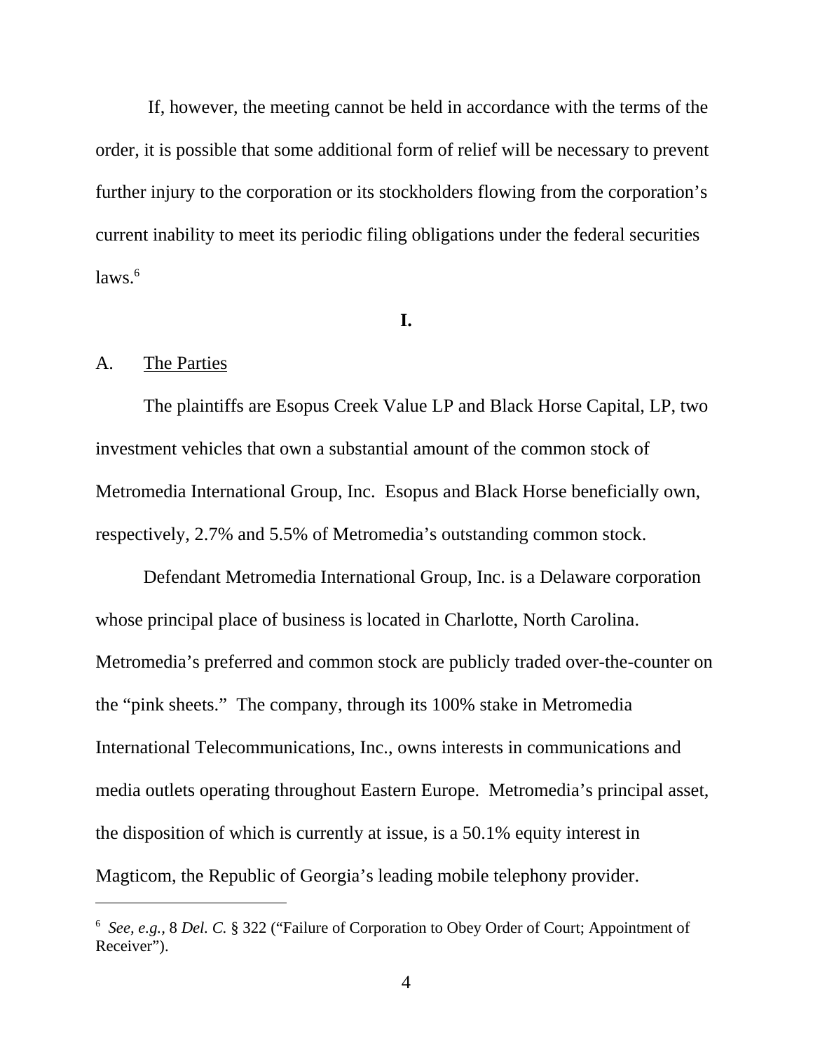If, however, the meeting cannot be held in accordance with the terms of the order, it is possible that some additional form of relief will be necessary to prevent further injury to the corporation or its stockholders flowing from the corporation's current inability to meet its periodic filing obligations under the federal securities laws.[6]

**I.**

A. <u>The Parties</u>

The plaintiffs are Esopus Creek Value LP and Black Horse Capital, LP, two investment vehicles that own a substantial amount of the common stock of Metromedia International Group, Inc. Esopus and Black Horse beneficially own, respectively, 2.7% and 5.5% of Metromedia's outstanding common stock.

Defendant Metromedia International Group, Inc. is a Delaware corporation whose principal place of business is located in Charlotte, North Carolina. Metromedia's preferred and common stock are publicly traded over-the-counter on the "pink sheets." The company, through its 100% stake in Metromedia International Telecommunications, Inc., owns interests in communications and media outlets operating throughout Eastern Europe. Metromedia's principal asset, the disposition of which is currently at issue, is a 50.1% equity interest in Magticom, the Republic of Georgia's leading mobile telephony provider.

---

[6] *See, e.g.*, 8 *Del. C.* § 322 ("Failure of Corporation to Obey Order of Court; Appointment of Receiver").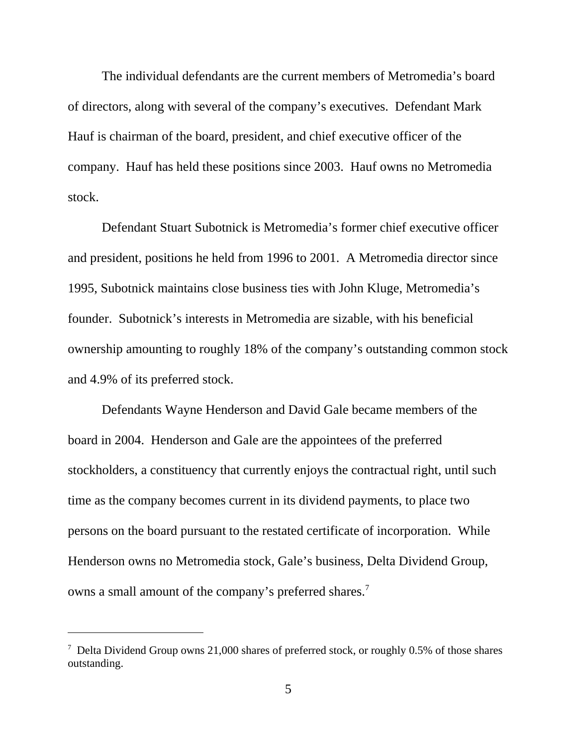The individual defendants are the current members of Metromedia's board of directors, along with several of the company's executives. Defendant Mark Hauf is chairman of the board, president, and chief executive officer of the company. Hauf has held these positions since 2003. Hauf owns no Metromedia stock.

Defendant Stuart Subotnick is Metromedia's former chief executive officer and president, positions he held from 1996 to 2001. A Metromedia director since 1995, Subotnick maintains close business ties with John Kluge, Metromedia's founder. Subotnick's interests in Metromedia are sizable, with his beneficial ownership amounting to roughly 18% of the company's outstanding common stock and 4.9% of its preferred stock.

Defendants Wayne Henderson and David Gale became members of the board in 2004. Henderson and Gale are the appointees of the preferred stockholders, a constituency that currently enjoys the contractual right, until such time as the company becomes current in its dividend payments, to place two persons on the board pursuant to the restated certificate of incorporation. While Henderson owns no Metromedia stock, Gale's business, Delta Dividend Group, owns a small amount of the company's preferred shares.[7]

---

[7] Delta Dividend Group owns 21,000 shares of preferred stock, or roughly 0.5% of those shares outstanding.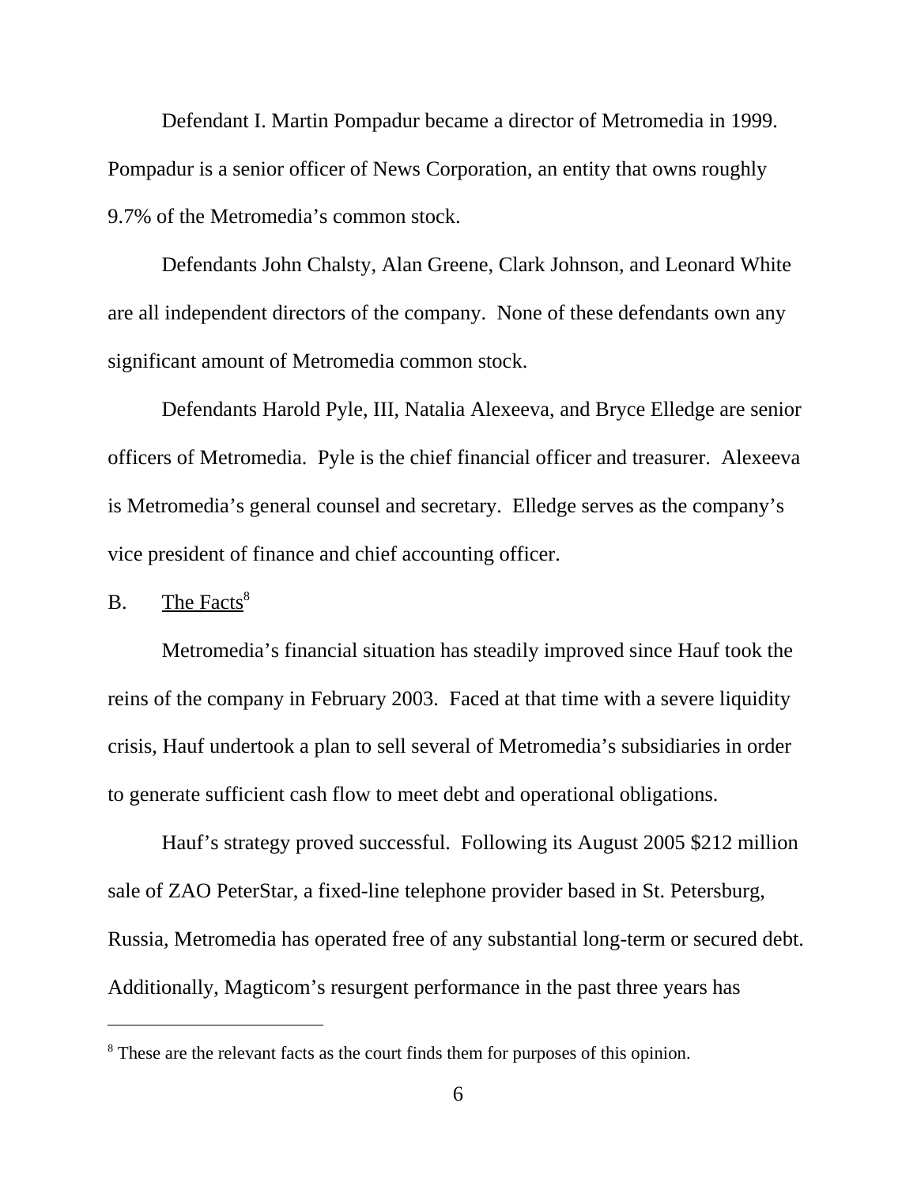Defendant I. Martin Pompadur became a director of Metromedia in 1999. Pompadur is a senior officer of News Corporation, an entity that owns roughly 9.7% of the Metromedia's common stock.

Defendants John Chalsty, Alan Greene, Clark Johnson, and Leonard White are all independent directors of the company. None of these defendants own any significant amount of Metromedia common stock.

Defendants Harold Pyle, III, Natalia Alexeeva, and Bryce Elledge are senior officers of Metromedia. Pyle is the chief financial officer and treasurer. Alexeeva is Metromedia's general counsel and secretary. Elledge serves as the company's vice president of finance and chief accounting officer.

B. The Facts[8]

Metromedia's financial situation has steadily improved since Hauf took the reins of the company in February 2003. Faced at that time with a severe liquidity crisis, Hauf undertook a plan to sell several of Metromedia's subsidiaries in order to generate sufficient cash flow to meet debt and operational obligations.

Hauf's strategy proved successful. Following its August 2005 $212 million sale of ZAO PeterStar, a fixed-line telephone provider based in St. Petersburg, Russia, Metromedia has operated free of any substantial long-term or secured debt. Additionally, Magticom's resurgent performance in the past three years has

---

[8] These are the relevant facts as the court finds them for purposes of this opinion.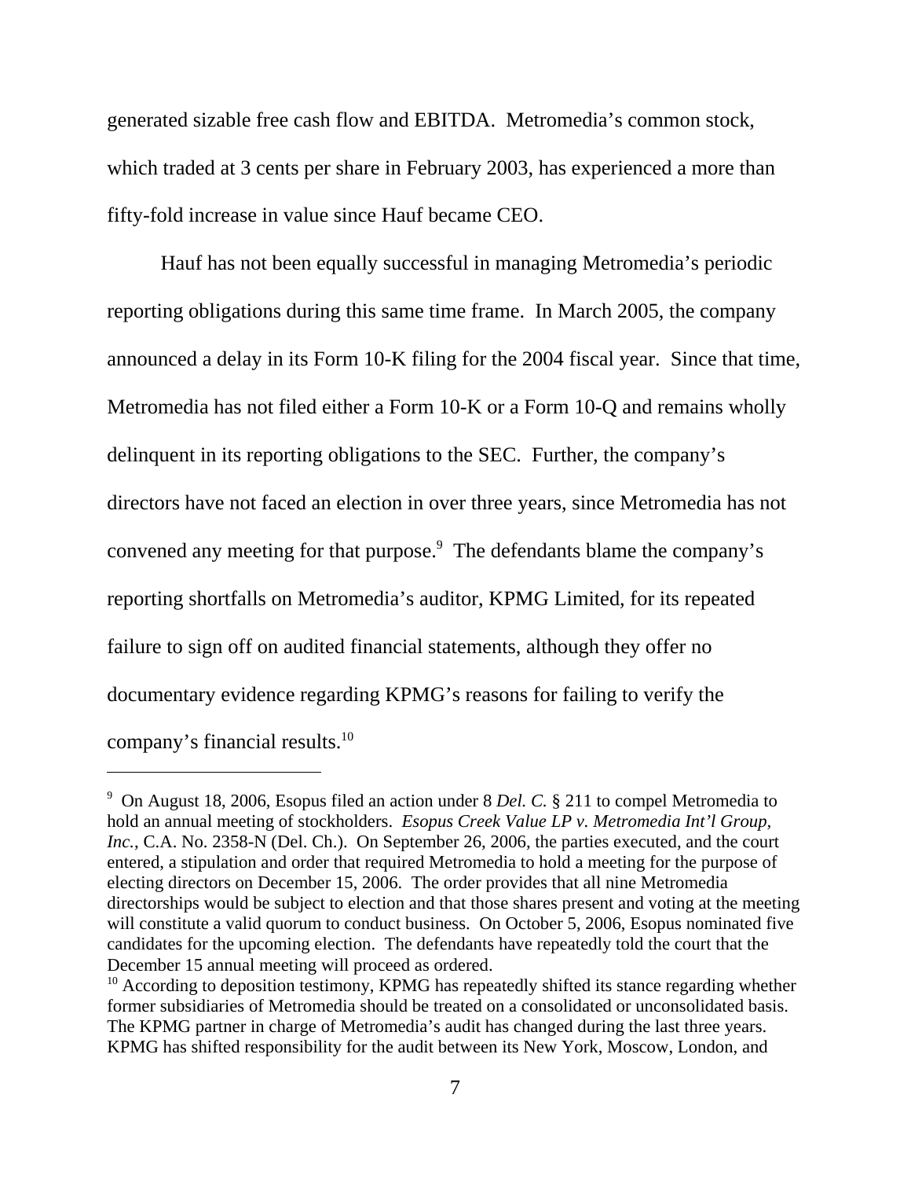generated sizable free cash flow and EBITDA. Metromedia's common stock, which traded at 3 cents per share in February 2003, has experienced a more than fifty-fold increase in value since Hauf became CEO.

Hauf has not been equally successful in managing Metromedia's periodic reporting obligations during this same time frame. In March 2005, the company announced a delay in its Form 10-K filing for the 2004 fiscal year. Since that time, Metromedia has not filed either a Form 10-K or a Form 10-Q and remains wholly delinquent in its reporting obligations to the SEC. Further, the company's directors have not faced an election in over three years, since Metromedia has not convened any meeting for that purpose.[9] The defendants blame the company's reporting shortfalls on Metromedia's auditor, KPMG Limited, for its repeated failure to sign off on audited financial statements, although they offer no documentary evidence regarding KPMG's reasons for failing to verify the company's financial results.[10]

---

[9] On August 18, 2006, Esopus filed an action under 8 *Del. C.* § 211 to compel Metromedia to hold an annual meeting of stockholders. *Esopus Creek Value LP v. Metromedia Int'l Group, Inc.*, C.A. No. 2358-N (Del. Ch.). On September 26, 2006, the parties executed, and the court entered, a stipulation and order that required Metromedia to hold a meeting for the purpose of electing directors on December 15, 2006. The order provides that all nine Metromedia directorships would be subject to election and that those shares present and voting at the meeting will constitute a valid quorum to conduct business. On October 5, 2006, Esopus nominated five candidates for the upcoming election. The defendants have repeatedly told the court that the December 15 annual meeting will proceed as ordered.

[10] According to deposition testimony, KPMG has repeatedly shifted its stance regarding whether former subsidiaries of Metromedia should be treated on a consolidated or unconsolidated basis. The KPMG partner in charge of Metromedia's audit has changed during the last three years. KPMG has shifted responsibility for the audit between its New York, Moscow, London, and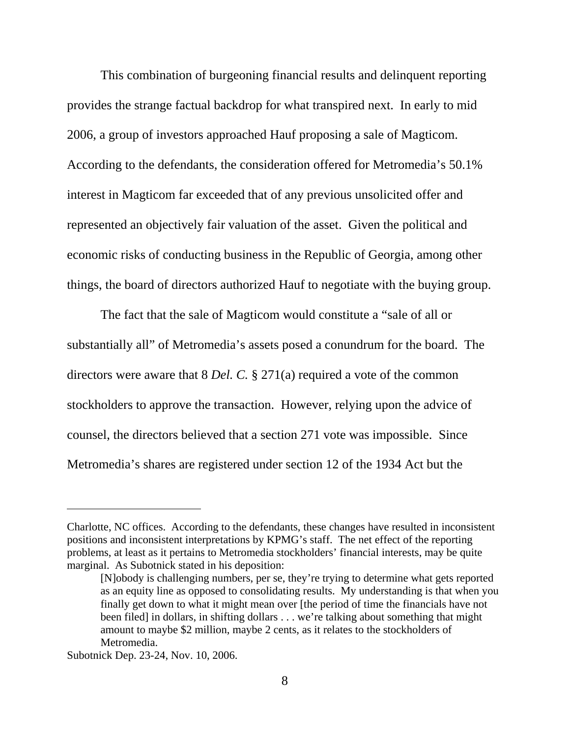This combination of burgeoning financial results and delinquent reporting provides the strange factual backdrop for what transpired next. In early to mid 2006, a group of investors approached Hauf proposing a sale of Magticom. According to the defendants, the consideration offered for Metromedia's 50.1% interest in Magticom far exceeded that of any previous unsolicited offer and represented an objectively fair valuation of the asset. Given the political and economic risks of conducting business in the Republic of Georgia, among other things, the board of directors authorized Hauf to negotiate with the buying group.

The fact that the sale of Magticom would constitute a "sale of all or substantially all" of Metromedia's assets posed a conundrum for the board. The directors were aware that 8 *Del. C.* § 271(a) required a vote of the common stockholders to approve the transaction. However, relying upon the advice of counsel, the directors believed that a section 271 vote was impossible. Since Metromedia's shares are registered under section 12 of the 1934 Act but the

---

Charlotte, NC offices. According to the defendants, these changes have resulted in inconsistent positions and inconsistent interpretations by KPMG's staff. The net effect of the reporting problems, at least as it pertains to Metromedia stockholders' financial interests, may be quite marginal. As Subotnick stated in his deposition:

> [N]obody is challenging numbers, per se, they're trying to determine what gets reported as an equity line as opposed to consolidating results. My understanding is that when you finally get down to what it might mean over [the period of time the financials have not been filed] in dollars, in shifting dollars . . . we're talking about something that might amount to maybe $2 million, maybe 2 cents, as it relates to the stockholders of Metromedia.

Subotnick Dep. 23-24, Nov. 10, 2006.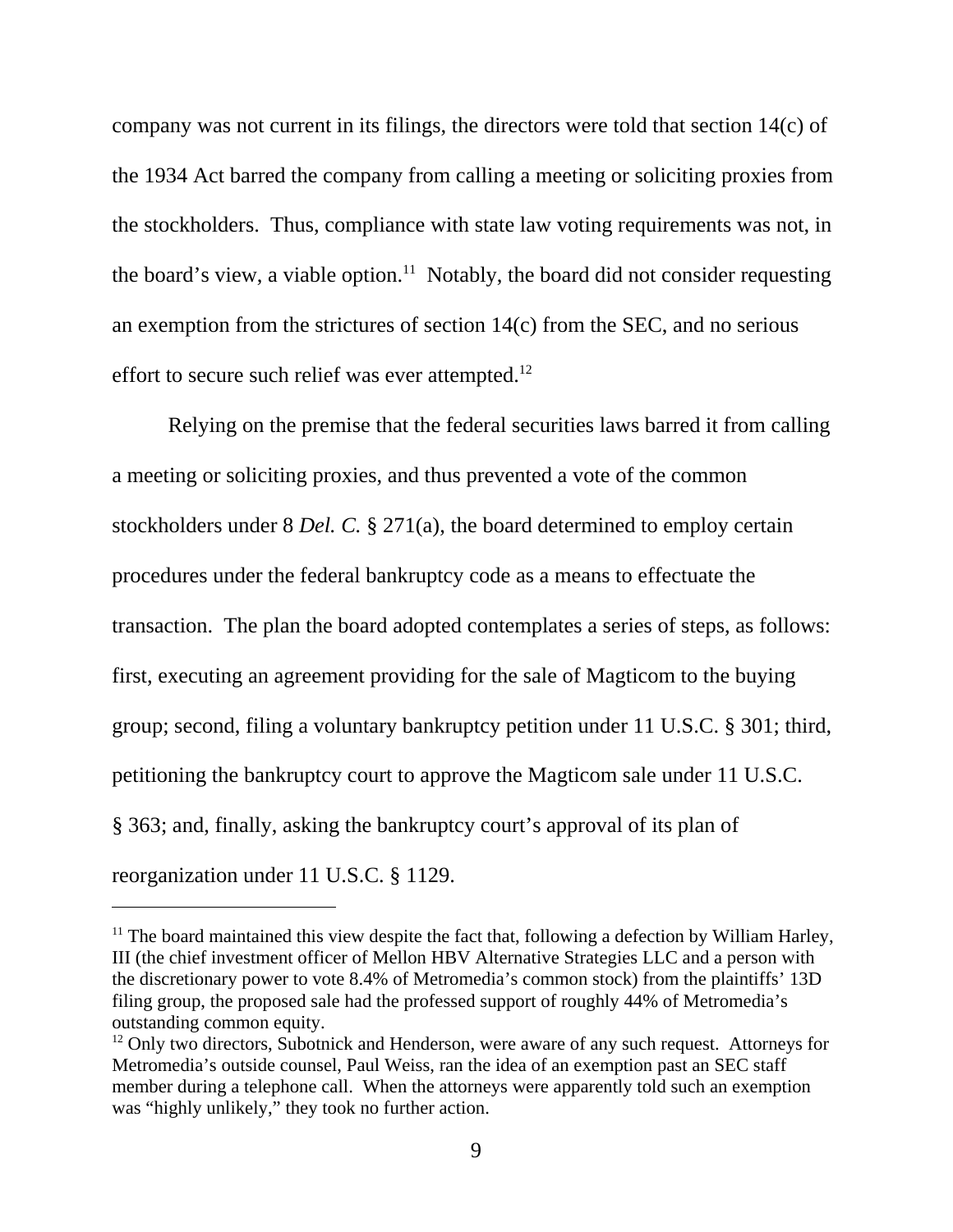company was not current in its filings, the directors were told that section 14(c) of the 1934 Act barred the company from calling a meeting or soliciting proxies from the stockholders. Thus, compliance with state law voting requirements was not, in the board's view, a viable option.[11] Notably, the board did not consider requesting an exemption from the strictures of section 14(c) from the SEC, and no serious effort to secure such relief was ever attempted.[12]

Relying on the premise that the federal securities laws barred it from calling a meeting or soliciting proxies, and thus prevented a vote of the common stockholders under 8 *Del. C.* § 271(a), the board determined to employ certain procedures under the federal bankruptcy code as a means to effectuate the transaction. The plan the board adopted contemplates a series of steps, as follows: first, executing an agreement providing for the sale of Magticom to the buying group; second, filing a voluntary bankruptcy petition under 11 U.S.C. § 301; third, petitioning the bankruptcy court to approve the Magticom sale under 11 U.S.C. § 363; and, finally, asking the bankruptcy court's approval of its plan of reorganization under 11 U.S.C. § 1129.

---

[11] The board maintained this view despite the fact that, following a defection by William Harley, III (the chief investment officer of Mellon HBV Alternative Strategies LLC and a person with the discretionary power to vote 8.4% of Metromedia's common stock) from the plaintiffs' 13D filing group, the proposed sale had the professed support of roughly 44% of Metromedia's outstanding common equity.

[12] Only two directors, Subotnick and Henderson, were aware of any such request. Attorneys for Metromedia's outside counsel, Paul Weiss, ran the idea of an exemption past an SEC staff member during a telephone call. When the attorneys were apparently told such an exemption was "highly unlikely," they took no further action.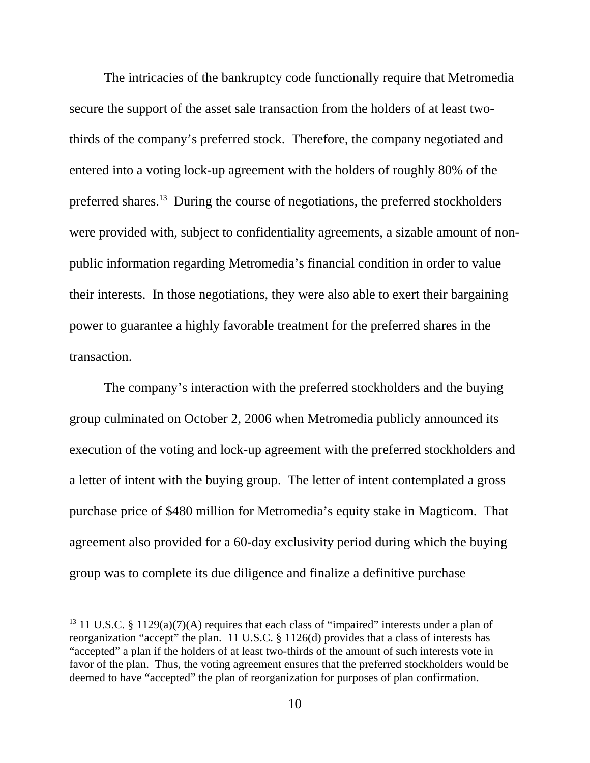The intricacies of the bankruptcy code functionally require that Metromedia secure the support of the asset sale transaction from the holders of at least two-thirds of the company's preferred stock. Therefore, the company negotiated and entered into a voting lock-up agreement with the holders of roughly 80% of the preferred shares.[13] During the course of negotiations, the preferred stockholders were provided with, subject to confidentiality agreements, a sizable amount of non-public information regarding Metromedia's financial condition in order to value their interests. In those negotiations, they were also able to exert their bargaining power to guarantee a highly favorable treatment for the preferred shares in the transaction.

The company's interaction with the preferred stockholders and the buying group culminated on October 2, 2006 when Metromedia publicly announced its execution of the voting and lock-up agreement with the preferred stockholders and a letter of intent with the buying group. The letter of intent contemplated a gross purchase price of $480 million for Metromedia's equity stake in Magticom. That agreement also provided for a 60-day exclusivity period during which the buying group was to complete its due diligence and finalize a definitive purchase

---

[13] 11 U.S.C. § 1129(a)(7)(A) requires that each class of "impaired" interests under a plan of reorganization "accept" the plan. 11 U.S.C. § 1126(d) provides that a class of interests has "accepted" a plan if the holders of at least two-thirds of the amount of such interests vote in favor of the plan. Thus, the voting agreement ensures that the preferred stockholders would be deemed to have "accepted" the plan of reorganization for purposes of plan confirmation.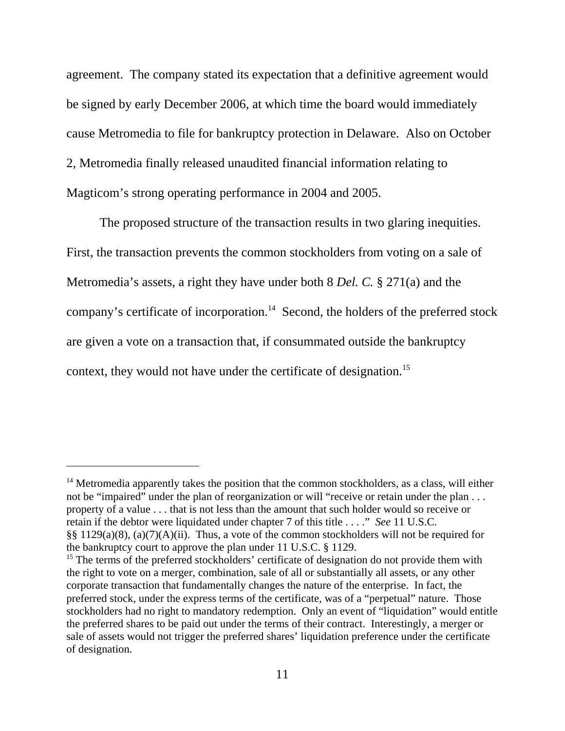agreement. The company stated its expectation that a definitive agreement would be signed by early December 2006, at which time the board would immediately cause Metromedia to file for bankruptcy protection in Delaware. Also on October 2, Metromedia finally released unaudited financial information relating to Magticom's strong operating performance in 2004 and 2005.

The proposed structure of the transaction results in two glaring inequities. First, the transaction prevents the common stockholders from voting on a sale of Metromedia's assets, a right they have under both 8 *Del. C.* § 271(a) and the company's certificate of incorporation.[14] Second, the holders of the preferred stock are given a vote on a transaction that, if consummated outside the bankruptcy context, they would not have under the certificate of designation.[15]

---

[14] Metromedia apparently takes the position that the common stockholders, as a class, will either not be "impaired" under the plan of reorganization or will "receive or retain under the plan . . . property of a value . . . that is not less than the amount that such holder would so receive or retain if the debtor were liquidated under chapter 7 of this title . . . ." *See* 11 U.S.C. §§ 1129(a)(8), (a)(7)(A)(ii). Thus, a vote of the common stockholders will not be required for the bankruptcy court to approve the plan under 11 U.S.C. § 1129.

[15] The terms of the preferred stockholders' certificate of designation do not provide them with the right to vote on a merger, combination, sale of all or substantially all assets, or any other corporate transaction that fundamentally changes the nature of the enterprise. In fact, the preferred stock, under the express terms of the certificate, was of a "perpetual" nature. Those stockholders had no right to mandatory redemption. Only an event of "liquidation" would entitle the preferred shares to be paid out under the terms of their contract. Interestingly, a merger or sale of assets would not trigger the preferred shares' liquidation preference under the certificate of designation.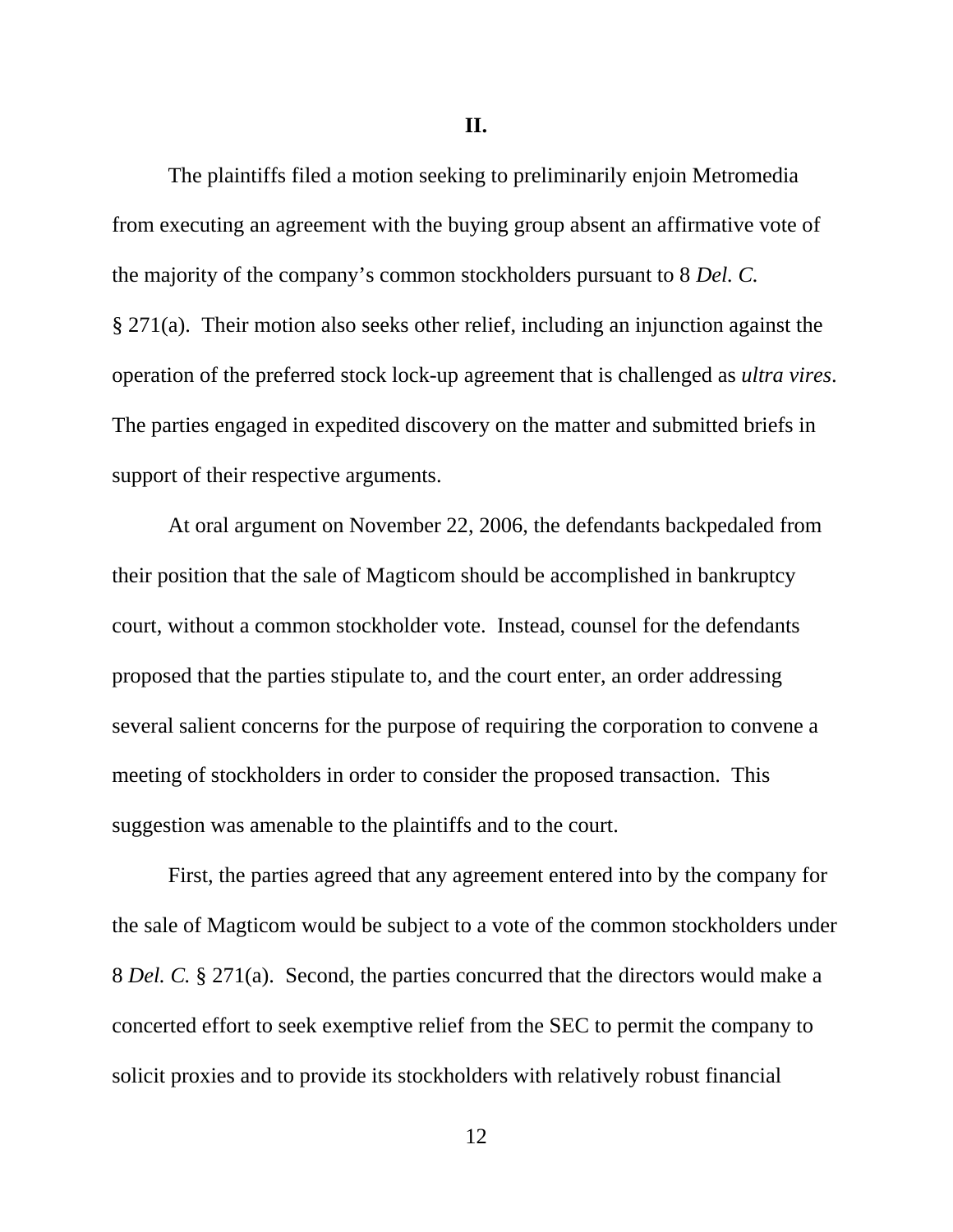## II.

The plaintiffs filed a motion seeking to preliminarily enjoin Metromedia from executing an agreement with the buying group absent an affirmative vote of the majority of the company's common stockholders pursuant to 8 *Del. C.* § 271(a). Their motion also seeks other relief, including an injunction against the operation of the preferred stock lock-up agreement that is challenged as *ultra vires*. The parties engaged in expedited discovery on the matter and submitted briefs in support of their respective arguments.

At oral argument on November 22, 2006, the defendants backpedaled from their position that the sale of Magticom should be accomplished in bankruptcy court, without a common stockholder vote. Instead, counsel for the defendants proposed that the parties stipulate to, and the court enter, an order addressing several salient concerns for the purpose of requiring the corporation to convene a meeting of stockholders in order to consider the proposed transaction. This suggestion was amenable to the plaintiffs and to the court.

First, the parties agreed that any agreement entered into by the company for the sale of Magticom would be subject to a vote of the common stockholders under 8 *Del. C.* § 271(a). Second, the parties concurred that the directors would make a concerted effort to seek exemptive relief from the SEC to permit the company to solicit proxies and to provide its stockholders with relatively robust financial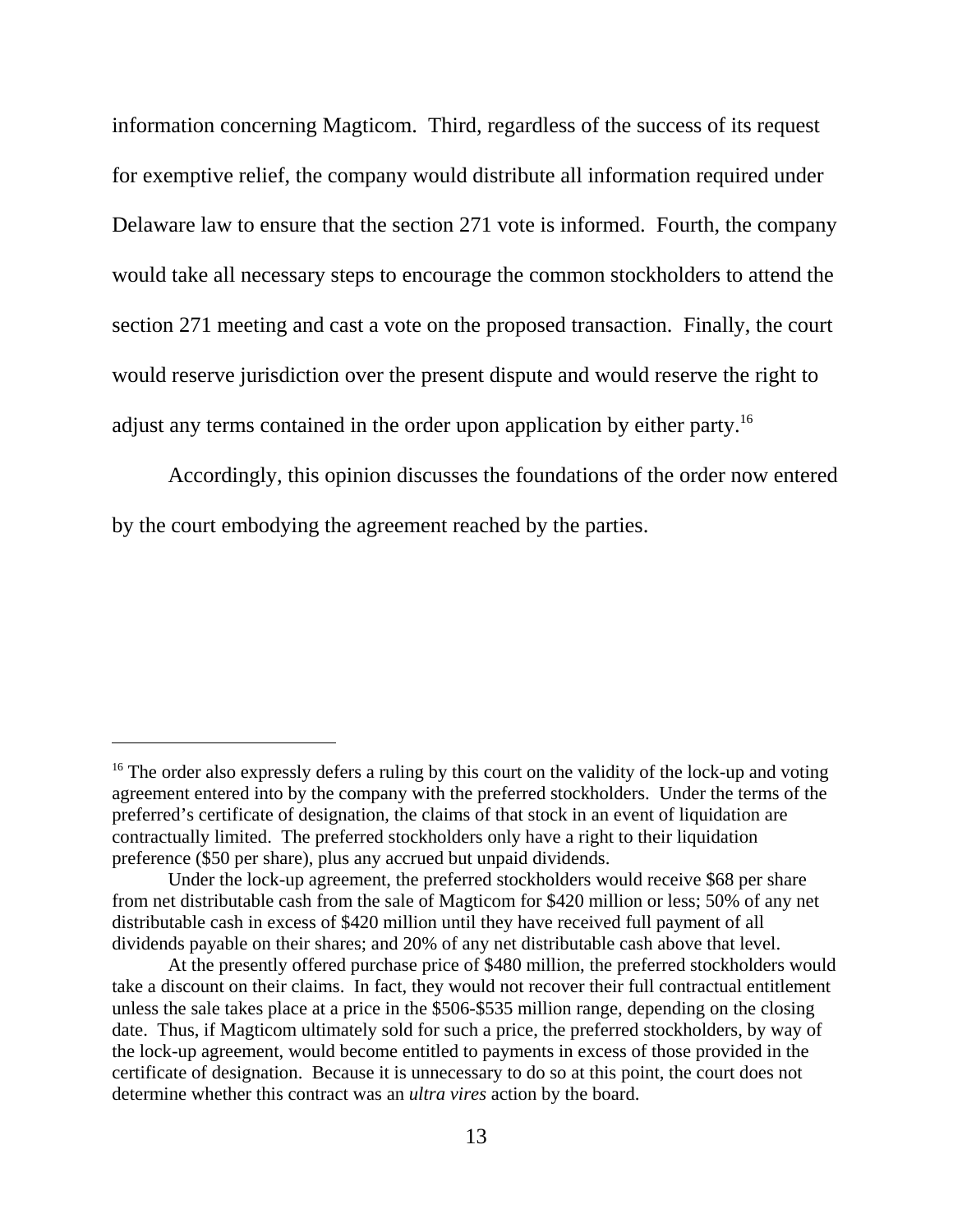information concerning Magticom. Third, regardless of the success of its request for exemptive relief, the company would distribute all information required under Delaware law to ensure that the section 271 vote is informed. Fourth, the company would take all necessary steps to encourage the common stockholders to attend the section 271 meeting and cast a vote on the proposed transaction. Finally, the court would reserve jurisdiction over the present dispute and would reserve the right to adjust any terms contained in the order upon application by either party.[16]

Accordingly, this opinion discusses the foundations of the order now entered by the court embodying the agreement reached by the parties.

---

[16] The order also expressly defers a ruling by this court on the validity of the lock-up and voting agreement entered into by the company with the preferred stockholders. Under the terms of the preferred's certificate of designation, the claims of that stock in an event of liquidation are contractually limited. The preferred stockholders only have a right to their liquidation preference ($50 per share), plus any accrued but unpaid dividends.

Under the lock-up agreement, the preferred stockholders would receive $68 per share from net distributable cash from the sale of Magticom for $420 million or less; 50% of any net distributable cash in excess of $420 million until they have received full payment of all dividends payable on their shares; and 20% of any net distributable cash above that level.

At the presently offered purchase price of $480 million, the preferred stockholders would take a discount on their claims. In fact, they would not recover their full contractual entitlement unless the sale takes place at a price in the $506-$535 million range, depending on the closing date. Thus, if Magticom ultimately sold for such a price, the preferred stockholders, by way of the lock-up agreement, would become entitled to payments in excess of those provided in the certificate of designation. Because it is unnecessary to do so at this point, the court does not determine whether this contract was an *ultra vires* action by the board.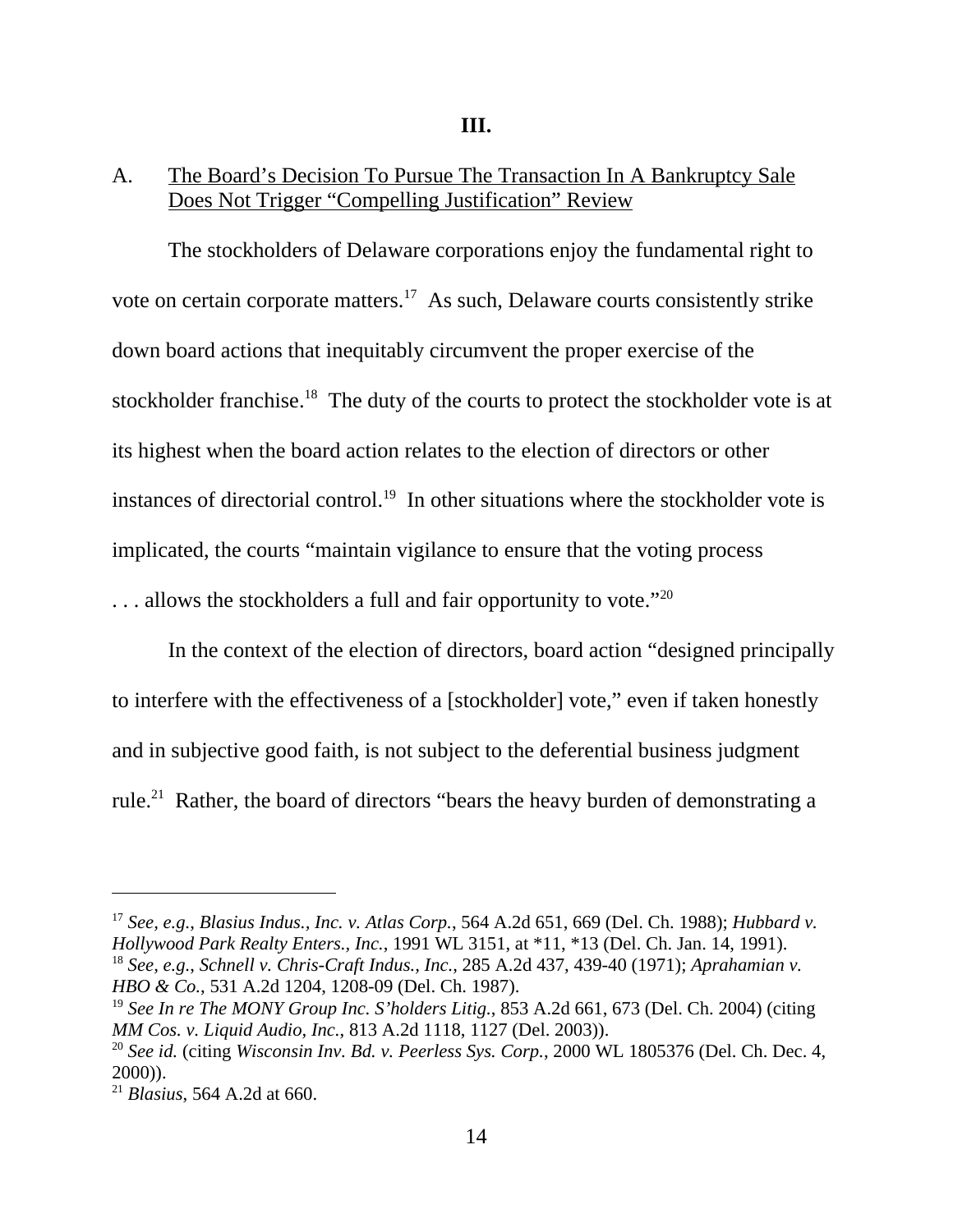## III.

### A. <u>The Board's Decision To Pursue The Transaction In A Bankruptcy Sale Does Not Trigger "Compelling Justification" Review</u>

The stockholders of Delaware corporations enjoy the fundamental right to vote on certain corporate matters.[17] As such, Delaware courts consistently strike down board actions that inequitably circumvent the proper exercise of the stockholder franchise.[18] The duty of the courts to protect the stockholder vote is at its highest when the board action relates to the election of directors or other instances of directorial control.[19] In other situations where the stockholder vote is implicated, the courts "maintain vigilance to ensure that the voting process . . . allows the stockholders a full and fair opportunity to vote."[20]

In the context of the election of directors, board action "designed principally to interfere with the effectiveness of a [stockholder] vote," even if taken honestly and in subjective good faith, is not subject to the deferential business judgment rule.[21] Rather, the board of directors "bears the heavy burden of demonstrating a

---

[17] *See, e.g.*, *Blasius Indus., Inc. v. Atlas Corp.*, 564 A.2d 651, 669 (Del. Ch. 1988); *Hubbard v. Hollywood Park Realty Enters., Inc.*, 1991 WL 3151, at *11, *13 (Del. Ch. Jan. 14, 1991).

[18] *See, e.g.*, *Schnell v. Chris-Craft Indus., Inc.*, 285 A.2d 437, 439-40 (1971); *Aprahamian v. HBO & Co.*, 531 A.2d 1204, 1208-09 (Del. Ch. 1987).

[19] *See In re The MONY Group Inc. S'holders Litig.*, 853 A.2d 661, 673 (Del. Ch. 2004) (citing *MM Cos. v. Liquid Audio, Inc.*, 813 A.2d 1118, 1127 (Del. 2003)).

[20] *See id.* (citing *Wisconsin Inv. Bd. v. Peerless Sys. Corp.*, 2000 WL 1805376 (Del. Ch. Dec. 4, 2000)).

[21] *Blasius*, 564 A.2d at 660.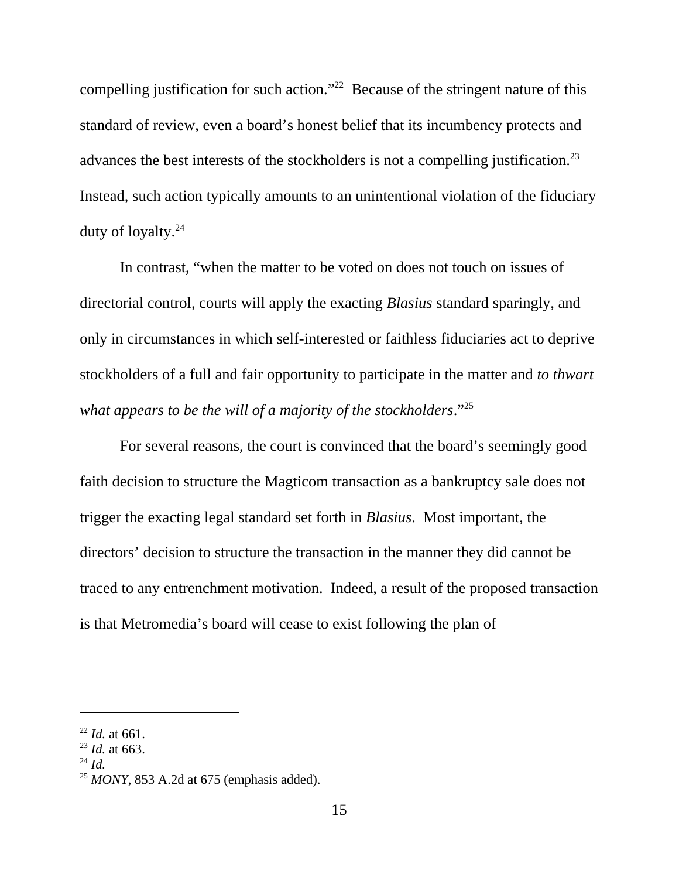compelling justification for such action."[22] Because of the stringent nature of this standard of review, even a board's honest belief that its incumbency protects and advances the best interests of the stockholders is not a compelling justification.[23] Instead, such action typically amounts to an unintentional violation of the fiduciary duty of loyalty.[24]

In contrast, "when the matter to be voted on does not touch on issues of directorial control, courts will apply the exacting *Blasius* standard sparingly, and only in circumstances in which self-interested or faithless fiduciaries act to deprive stockholders of a full and fair opportunity to participate in the matter and *to thwart what appears to be the will of a majority of the stockholders*."[25]

For several reasons, the court is convinced that the board's seemingly good faith decision to structure the Magticom transaction as a bankruptcy sale does not trigger the exacting legal standard set forth in *Blasius*. Most important, the directors' decision to structure the transaction in the manner they did cannot be traced to any entrenchment motivation. Indeed, a result of the proposed transaction is that Metromedia's board will cease to exist following the plan of

---

[22] *Id.* at 661.

[23] *Id.* at 663.

[24] *Id.*

[25] *MONY*, 853 A.2d at 675 (emphasis added).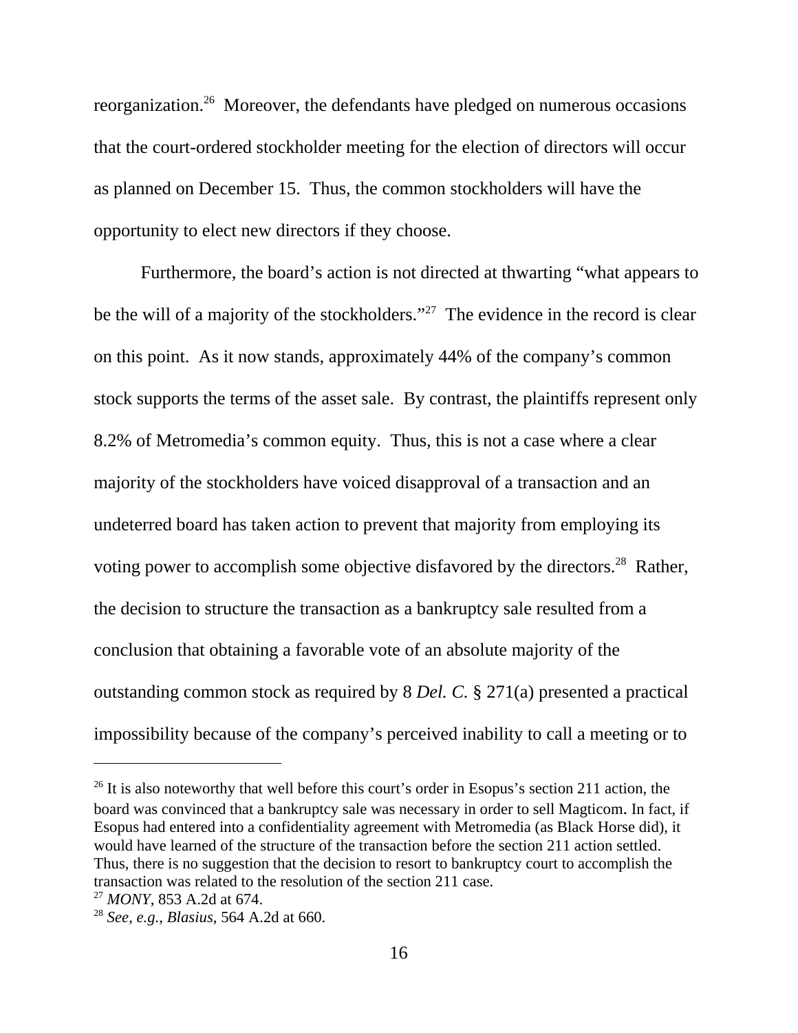reorganization.[26] Moreover, the defendants have pledged on numerous occasions that the court-ordered stockholder meeting for the election of directors will occur as planned on December 15. Thus, the common stockholders will have the opportunity to elect new directors if they choose.

Furthermore, the board's action is not directed at thwarting "what appears to be the will of a majority of the stockholders."[27] The evidence in the record is clear on this point. As it now stands, approximately 44% of the company's common stock supports the terms of the asset sale. By contrast, the plaintiffs represent only 8.2% of Metromedia's common equity. Thus, this is not a case where a clear majority of the stockholders have voiced disapproval of a transaction and an undeterred board has taken action to prevent that majority from employing its voting power to accomplish some objective disfavored by the directors.[28] Rather, the decision to structure the transaction as a bankruptcy sale resulted from a conclusion that obtaining a favorable vote of an absolute majority of the outstanding common stock as required by 8 *Del. C.* § 271(a) presented a practical impossibility because of the company's perceived inability to call a meeting or to

---

[26] It is also noteworthy that well before this court's order in Esopus's section 211 action, the board was convinced that a bankruptcy sale was necessary in order to sell Magticom. In fact, if Esopus had entered into a confidentiality agreement with Metromedia (as Black Horse did), it would have learned of the structure of the transaction before the section 211 action settled. Thus, there is no suggestion that the decision to resort to bankruptcy court to accomplish the transaction was related to the resolution of the section 211 case.

[27] *MONY*, 853 A.2d at 674.

[28] *See, e.g.*, *Blasius*, 564 A.2d at 660.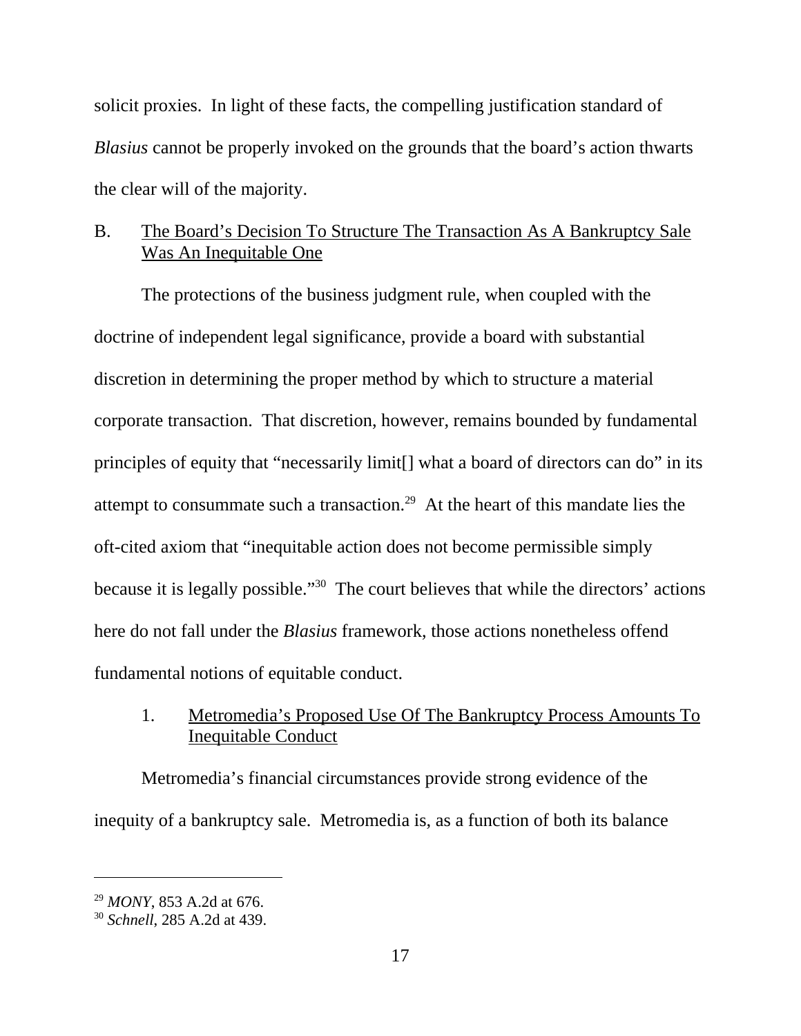solicit proxies. In light of these facts, the compelling justification standard of *Blasius* cannot be properly invoked on the grounds that the board's action thwarts the clear will of the majority.

### B. The Board's Decision To Structure The Transaction As A Bankruptcy Sale Was An Inequitable One

The protections of the business judgment rule, when coupled with the doctrine of independent legal significance, provide a board with substantial discretion in determining the proper method by which to structure a material corporate transaction. That discretion, however, remains bounded by fundamental principles of equity that "necessarily limit[] what a board of directors can do" in its attempt to consummate such a transaction.[29] At the heart of this mandate lies the oft-cited axiom that "inequitable action does not become permissible simply because it is legally possible."[30] The court believes that while the directors' actions here do not fall under the *Blasius* framework, those actions nonetheless offend fundamental notions of equitable conduct.

#### 1. Metromedia's Proposed Use Of The Bankruptcy Process Amounts To Inequitable Conduct

Metromedia's financial circumstances provide strong evidence of the inequity of a bankruptcy sale. Metromedia is, as a function of both its balance

---

[29] *MONY*, 853 A.2d at 676.

[30] *Schnell*, 285 A.2d at 439.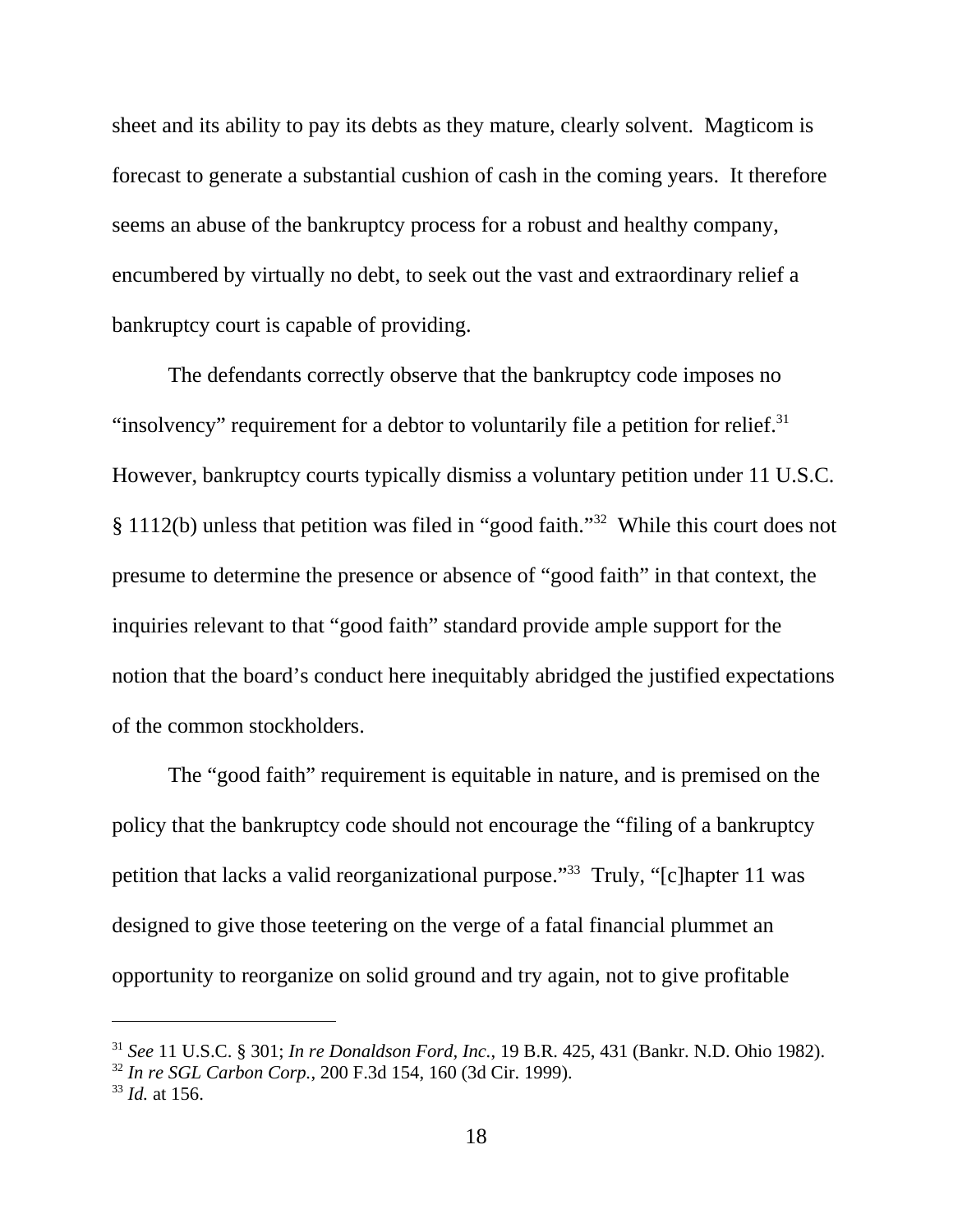sheet and its ability to pay its debts as they mature, clearly solvent. Magticom is forecast to generate a substantial cushion of cash in the coming years. It therefore seems an abuse of the bankruptcy process for a robust and healthy company, encumbered by virtually no debt, to seek out the vast and extraordinary relief a bankruptcy court is capable of providing.

The defendants correctly observe that the bankruptcy code imposes no "insolvency" requirement for a debtor to voluntarily file a petition for relief.[31] However, bankruptcy courts typically dismiss a voluntary petition under 11 U.S.C. § 1112(b) unless that petition was filed in "good faith."[32] While this court does not presume to determine the presence or absence of "good faith" in that context, the inquiries relevant to that "good faith" standard provide ample support for the notion that the board's conduct here inequitably abridged the justified expectations of the common stockholders.

The "good faith" requirement is equitable in nature, and is premised on the policy that the bankruptcy code should not encourage the "filing of a bankruptcy petition that lacks a valid reorganizational purpose."[33] Truly, "[c]hapter 11 was designed to give those teetering on the verge of a fatal financial plummet an opportunity to reorganize on solid ground and try again, not to give profitable

---

[31] *See* 11 U.S.C. § 301; *In re Donaldson Ford, Inc.*, 19 B.R. 425, 431 (Bankr. N.D. Ohio 1982).
[32] *In re SGL Carbon Corp.*, 200 F.3d 154, 160 (3d Cir. 1999).
[33] *Id.* at 156.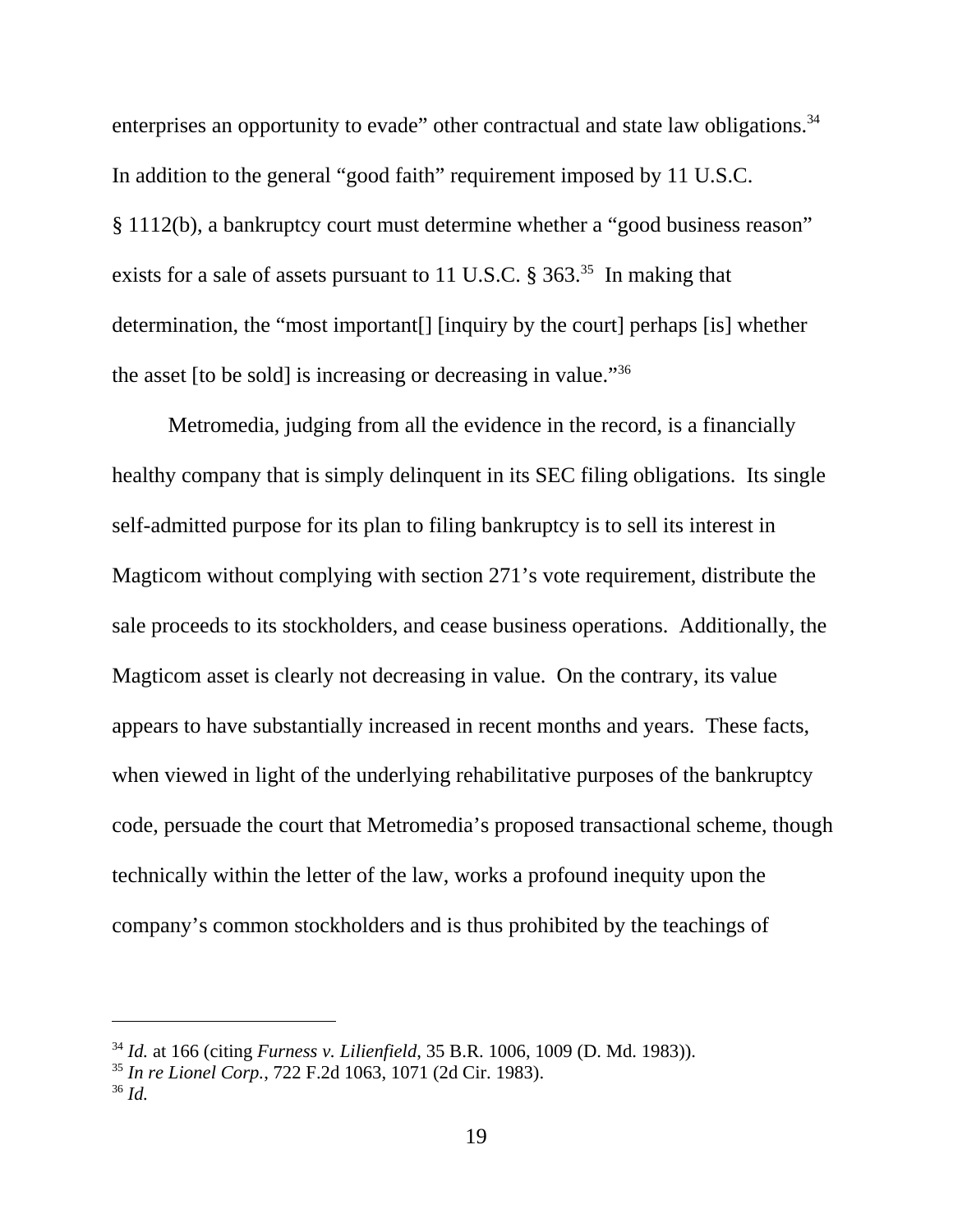enterprises an opportunity to evade" other contractual and state law obligations.[34] In addition to the general "good faith" requirement imposed by 11 U.S.C. § 1112(b), a bankruptcy court must determine whether a "good business reason" exists for a sale of assets pursuant to 11 U.S.C. § 363.[35] In making that determination, the "most important[] [inquiry by the court] perhaps [is] whether the asset [to be sold] is increasing or decreasing in value."[36]

Metromedia, judging from all the evidence in the record, is a financially healthy company that is simply delinquent in its SEC filing obligations. Its single self-admitted purpose for its plan to filing bankruptcy is to sell its interest in Magticom without complying with section 271's vote requirement, distribute the sale proceeds to its stockholders, and cease business operations. Additionally, the Magticom asset is clearly not decreasing in value. On the contrary, its value appears to have substantially increased in recent months and years. These facts, when viewed in light of the underlying rehabilitative purposes of the bankruptcy code, persuade the court that Metromedia's proposed transactional scheme, though technically within the letter of the law, works a profound inequity upon the company's common stockholders and is thus prohibited by the teachings of

---

[34] *Id.* at 166 (citing *Furness v. Lilienfield*, 35 B.R. 1006, 1009 (D. Md. 1983)).
[35] *In re Lionel Corp.*, 722 F.2d 1063, 1071 (2d Cir. 1983).
[36] *Id.*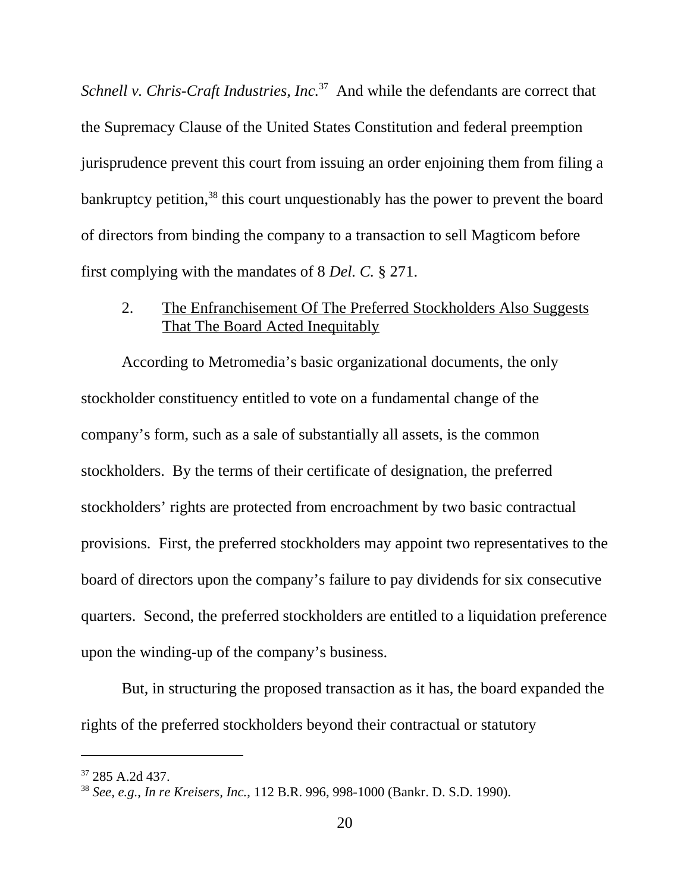*Schnell v. Chris-Craft Industries, Inc.*[37] And while the defendants are correct that the Supremacy Clause of the United States Constitution and federal preemption jurisprudence prevent this court from issuing an order enjoining them from filing a bankruptcy petition,[38] this court unquestionably has the power to prevent the board of directors from binding the company to a transaction to sell Magticom before first complying with the mandates of 8 *Del. C.* § 271.

2. <u>The Enfranchisement Of The Preferred Stockholders Also Suggests That The Board Acted Inequitably</u>

According to Metromedia's basic organizational documents, the only stockholder constituency entitled to vote on a fundamental change of the company's form, such as a sale of substantially all assets, is the common stockholders. By the terms of their certificate of designation, the preferred stockholders' rights are protected from encroachment by two basic contractual provisions. First, the preferred stockholders may appoint two representatives to the board of directors upon the company's failure to pay dividends for six consecutive quarters. Second, the preferred stockholders are entitled to a liquidation preference upon the winding-up of the company's business.

But, in structuring the proposed transaction as it has, the board expanded the rights of the preferred stockholders beyond their contractual or statutory

---

[37] 285 A.2d 437.

[38] *See, e.g.*, *In re Kreisers, Inc.*, 112 B.R. 996, 998-1000 (Bankr. D. S.D. 1990).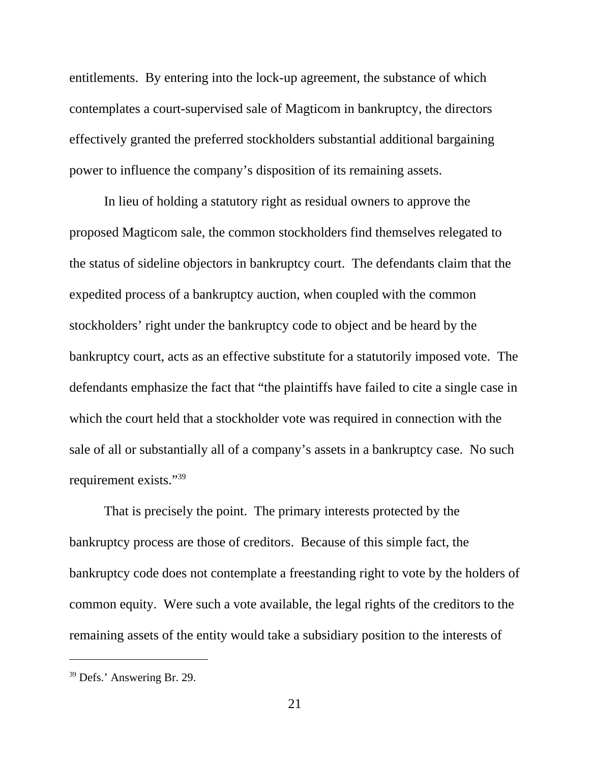entitlements. By entering into the lock-up agreement, the substance of which contemplates a court-supervised sale of Magticom in bankruptcy, the directors effectively granted the preferred stockholders substantial additional bargaining power to influence the company's disposition of its remaining assets.

In lieu of holding a statutory right as residual owners to approve the proposed Magticom sale, the common stockholders find themselves relegated to the status of sideline objectors in bankruptcy court. The defendants claim that the expedited process of a bankruptcy auction, when coupled with the common stockholders' right under the bankruptcy code to object and be heard by the bankruptcy court, acts as an effective substitute for a statutorily imposed vote. The defendants emphasize the fact that "the plaintiffs have failed to cite a single case in which the court held that a stockholder vote was required in connection with the sale of all or substantially all of a company's assets in a bankruptcy case. No such requirement exists."[39]

That is precisely the point. The primary interests protected by the bankruptcy process are those of creditors. Because of this simple fact, the bankruptcy code does not contemplate a freestanding right to vote by the holders of common equity. Were such a vote available, the legal rights of the creditors to the remaining assets of the entity would take a subsidiary position to the interests of

---

[39] Defs.' Answering Br. 29.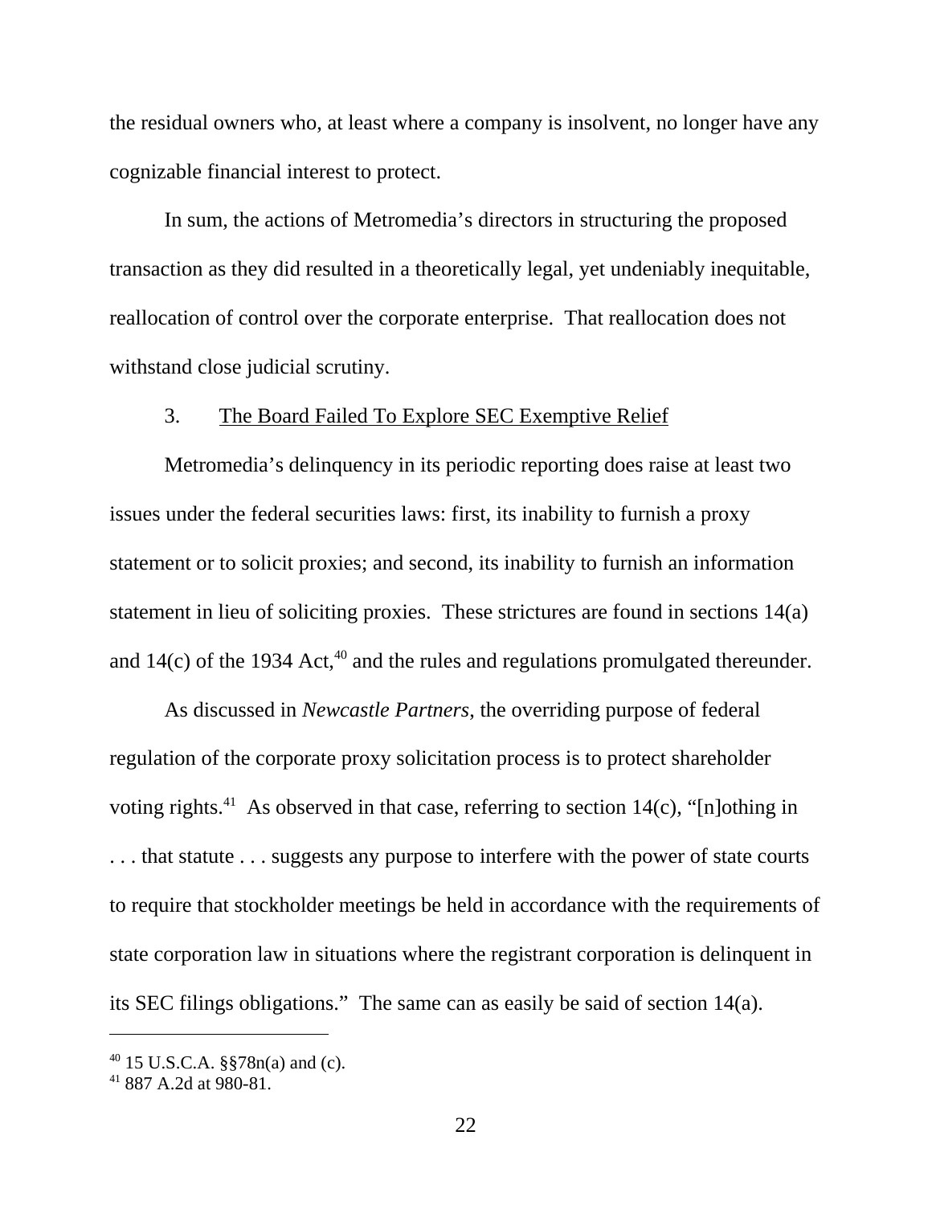the residual owners who, at least where a company is insolvent, no longer have any cognizable financial interest to protect.

In sum, the actions of Metromedia's directors in structuring the proposed transaction as they did resulted in a theoretically legal, yet undeniably inequitable, reallocation of control over the corporate enterprise. That reallocation does not withstand close judicial scrutiny.

3. The Board Failed To Explore SEC Exemptive Relief

Metromedia's delinquency in its periodic reporting does raise at least two issues under the federal securities laws: first, its inability to furnish a proxy statement or to solicit proxies; and second, its inability to furnish an information statement in lieu of soliciting proxies. These strictures are found in sections 14(a) and 14(c) of the 1934 Act,[40] and the rules and regulations promulgated thereunder.

As discussed in *Newcastle Partners*, the overriding purpose of federal regulation of the corporate proxy solicitation process is to protect shareholder voting rights.[41] As observed in that case, referring to section 14(c), "[n]othing in . . . that statute . . . suggests any purpose to interfere with the power of state courts to require that stockholder meetings be held in accordance with the requirements of state corporation law in situations where the registrant corporation is delinquent in its SEC filings obligations." The same can as easily be said of section 14(a).

---

[40] 15 U.S.C.A. §§78n(a) and (c).

[41] 887 A.2d at 980-81.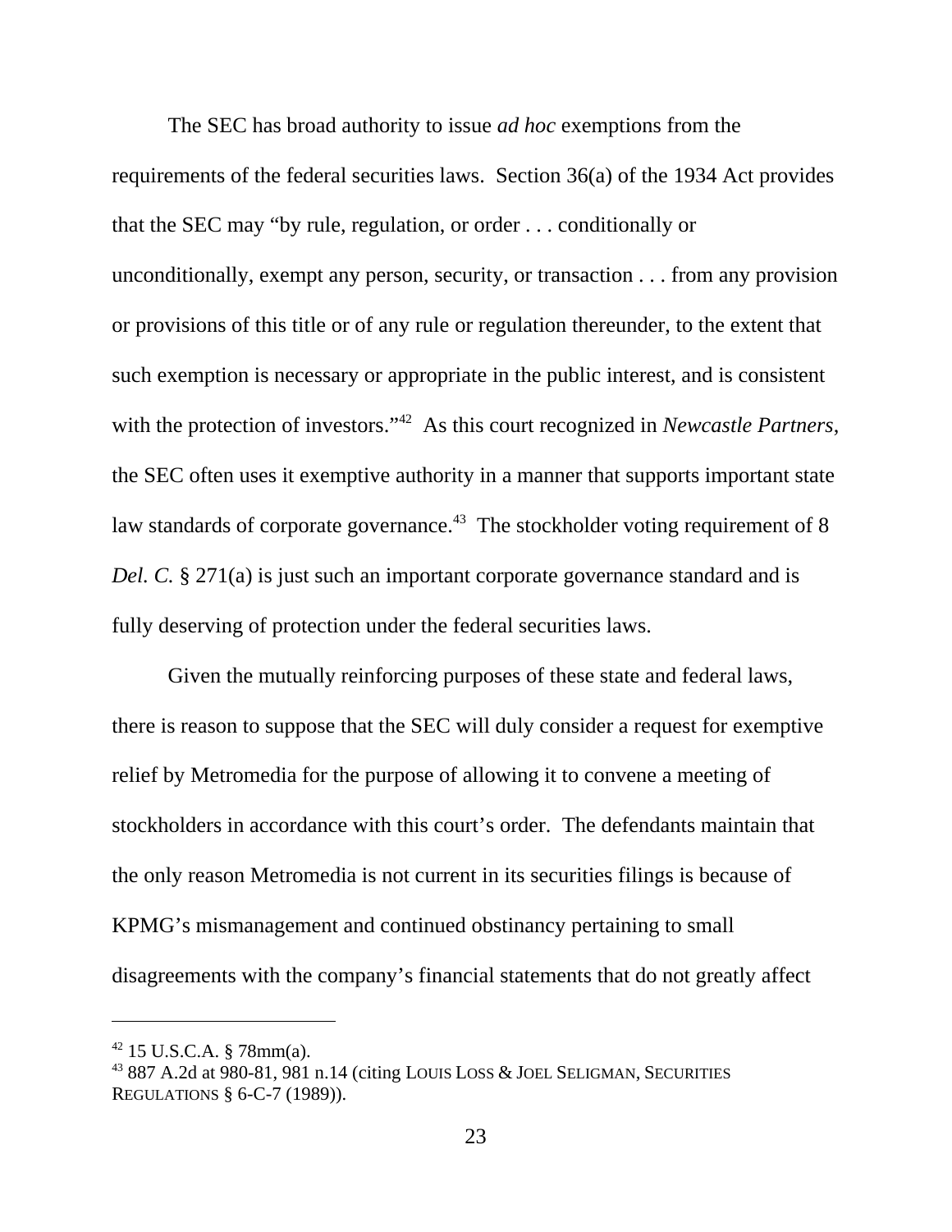The SEC has broad authority to issue *ad hoc* exemptions from the requirements of the federal securities laws. Section 36(a) of the 1934 Act provides that the SEC may "by rule, regulation, or order . . . conditionally or unconditionally, exempt any person, security, or transaction . . . from any provision or provisions of this title or of any rule or regulation thereunder, to the extent that such exemption is necessary or appropriate in the public interest, and is consistent with the protection of investors."[42] As this court recognized in *Newcastle Partners*, the SEC often uses it exemptive authority in a manner that supports important state law standards of corporate governance.[43] The stockholder voting requirement of 8 *Del. C.* § 271(a) is just such an important corporate governance standard and is fully deserving of protection under the federal securities laws.

Given the mutually reinforcing purposes of these state and federal laws, there is reason to suppose that the SEC will duly consider a request for exemptive relief by Metromedia for the purpose of allowing it to convene a meeting of stockholders in accordance with this court's order. The defendants maintain that the only reason Metromedia is not current in its securities filings is because of KPMG's mismanagement and continued obstinancy pertaining to small disagreements with the company's financial statements that do not greatly affect

---

[42] 15 U.S.C.A. § 78mm(a).

[43] 887 A.2d at 980-81, 981 n.14 (citing LOUIS LOSS & JOEL SELIGMAN, SECURITIES REGULATIONS § 6-C-7 (1989)).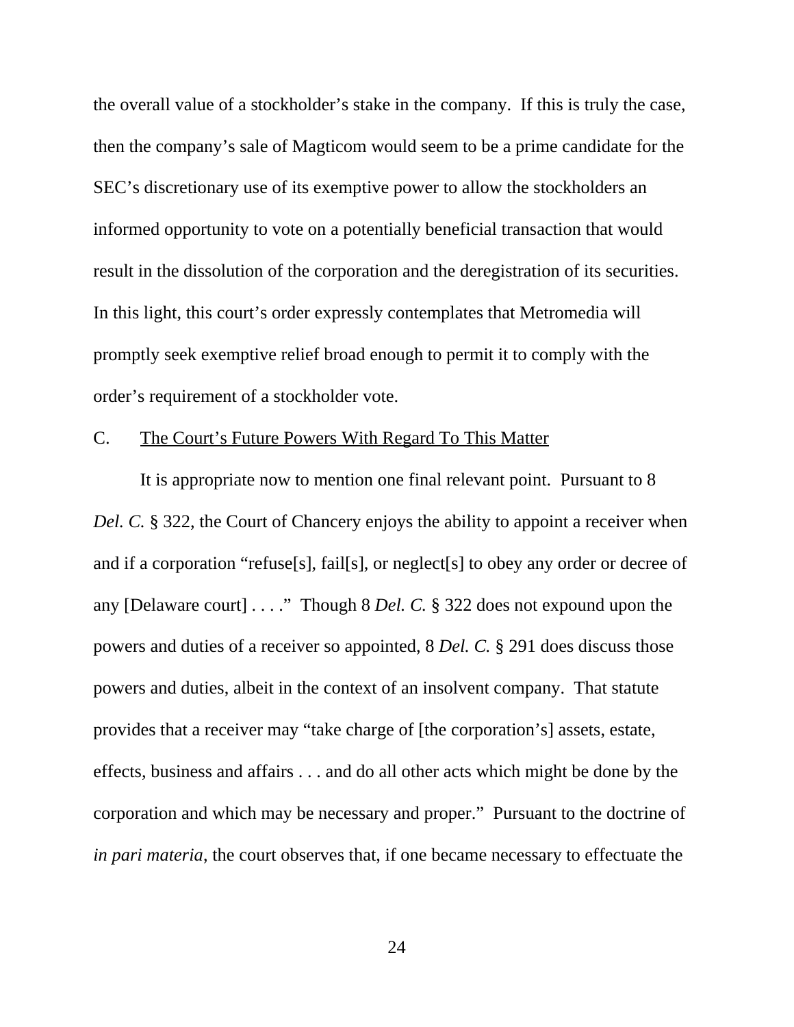the overall value of a stockholder's stake in the company. If this is truly the case, then the company's sale of Magticom would seem to be a prime candidate for the SEC's discretionary use of its exemptive power to allow the stockholders an informed opportunity to vote on a potentially beneficial transaction that would result in the dissolution of the corporation and the deregistration of its securities. In this light, this court's order expressly contemplates that Metromedia will promptly seek exemptive relief broad enough to permit it to comply with the order's requirement of a stockholder vote.

C. <u>The Court's Future Powers With Regard To This Matter</u>

It is appropriate now to mention one final relevant point. Pursuant to 8 *Del. C.* § 322, the Court of Chancery enjoys the ability to appoint a receiver when and if a corporation "refuse[s], fail[s], or neglect[s] to obey any order or decree of any [Delaware court] . . . ." Though 8 *Del. C.* § 322 does not expound upon the powers and duties of a receiver so appointed, 8 *Del. C.* § 291 does discuss those powers and duties, albeit in the context of an insolvent company. That statute provides that a receiver may "take charge of [the corporation's] assets, estate, effects, business and affairs . . . and do all other acts which might be done by the corporation and which may be necessary and proper." Pursuant to the doctrine of *in pari materia*, the court observes that, if one became necessary to effectuate the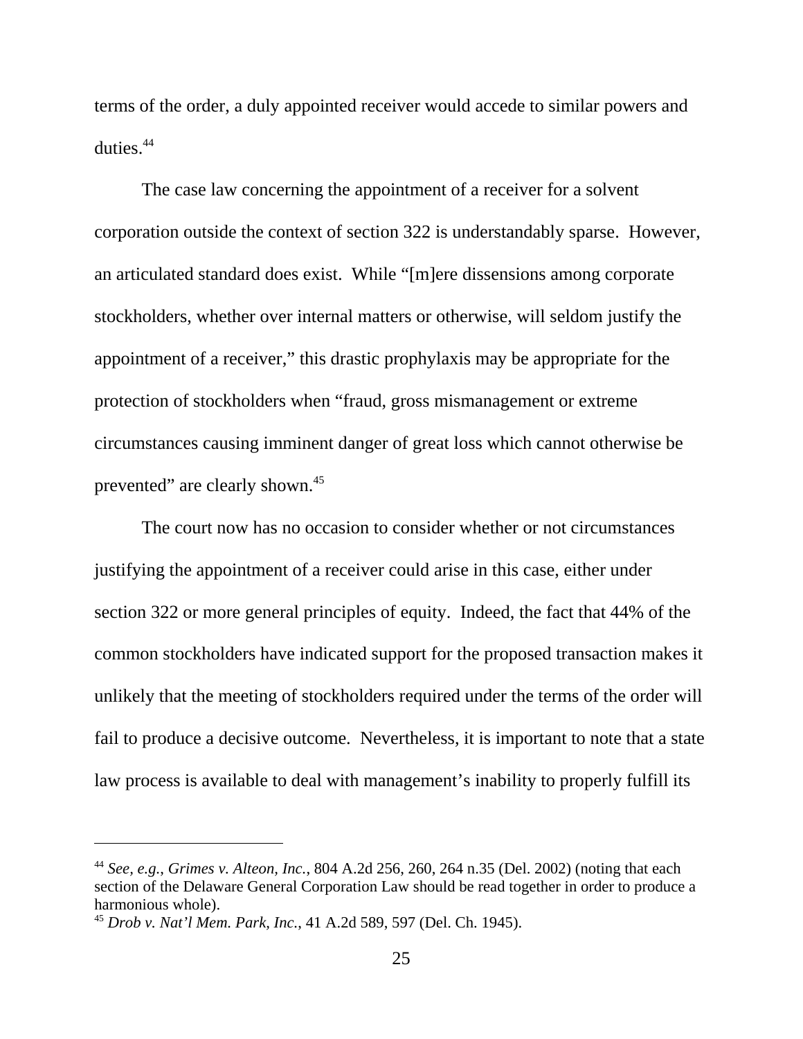terms of the order, a duly appointed receiver would accede to similar powers and duties.[44]

The case law concerning the appointment of a receiver for a solvent corporation outside the context of section 322 is understandably sparse. However, an articulated standard does exist. While "[m]ere dissensions among corporate stockholders, whether over internal matters or otherwise, will seldom justify the appointment of a receiver," this drastic prophylaxis may be appropriate for the protection of stockholders when "fraud, gross mismanagement or extreme circumstances causing imminent danger of great loss which cannot otherwise be prevented" are clearly shown.[45]

The court now has no occasion to consider whether or not circumstances justifying the appointment of a receiver could arise in this case, either under section 322 or more general principles of equity. Indeed, the fact that 44% of the common stockholders have indicated support for the proposed transaction makes it unlikely that the meeting of stockholders required under the terms of the order will fail to produce a decisive outcome. Nevertheless, it is important to note that a state law process is available to deal with management's inability to properly fulfill its

---

[44] *See, e.g.*, *Grimes v. Alteon, Inc.*, 804 A.2d 256, 260, 264 n.35 (Del. 2002) (noting that each section of the Delaware General Corporation Law should be read together in order to produce a harmonious whole).

[45] *Drob v. Nat'l Mem. Park, Inc.*, 41 A.2d 589, 597 (Del. Ch. 1945).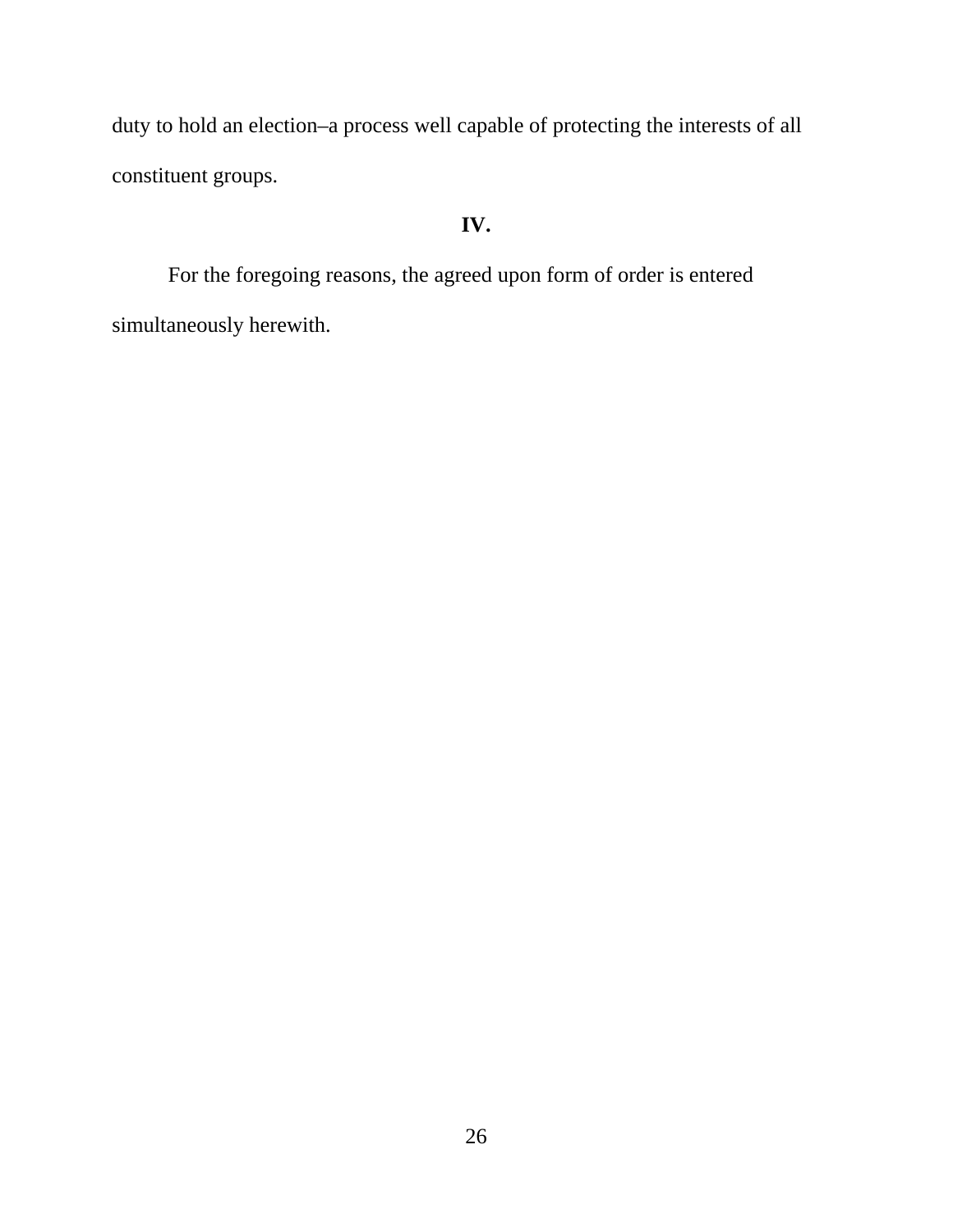duty to hold an election–a process well capable of protecting the interests of all constituent groups.

## IV.

For the foregoing reasons, the agreed upon form of order is entered simultaneously herewith.